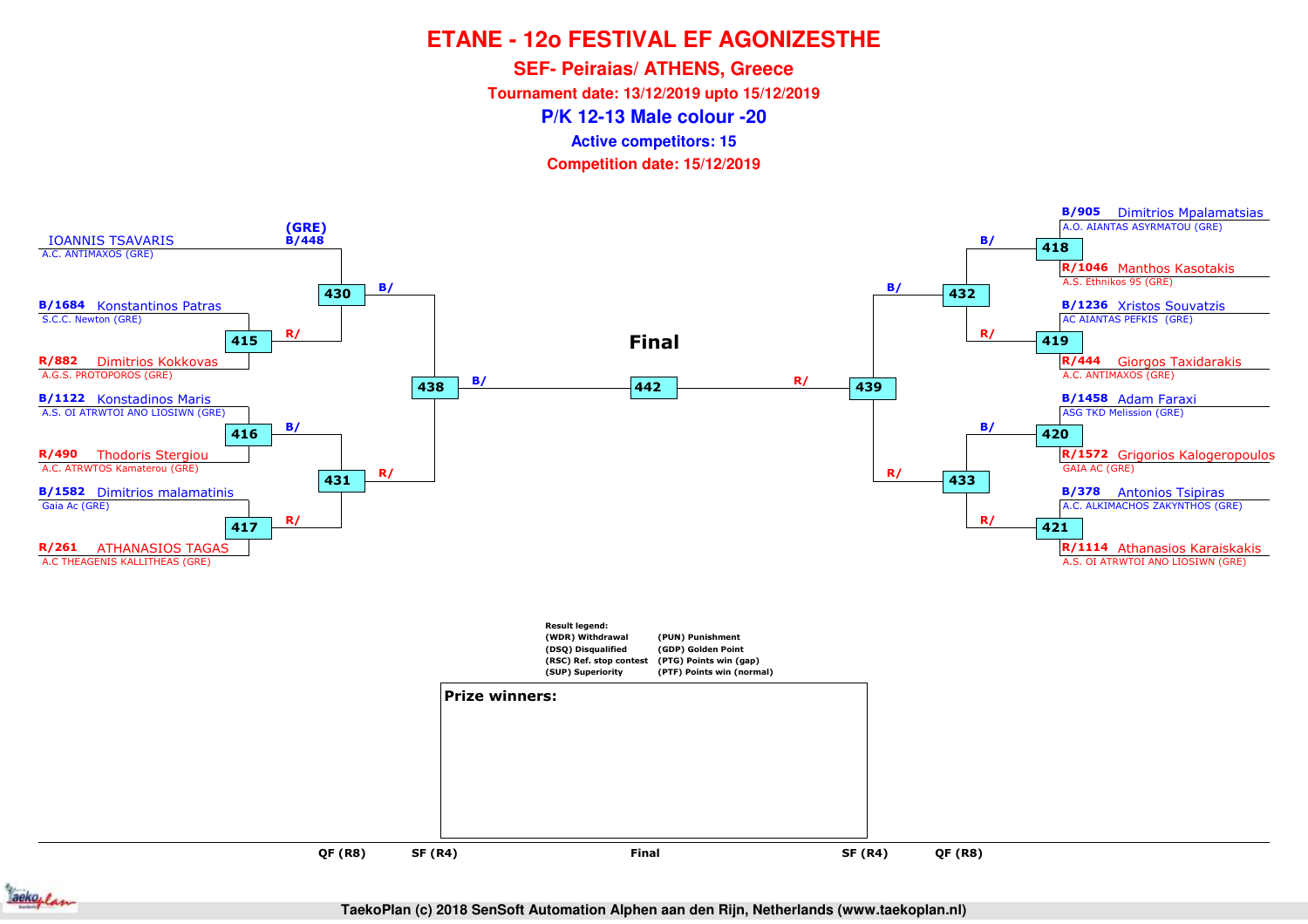# ETANE - 12o FESTIVAL EF AGONIZESTHE

## SEF- Peiraias/ ATHENS, Greece

**Tournament date: 13/12/2019 upto 15/12/2019**

### P/K 12-13 Male colour -20

**Active competitors: 15**

**Competition date: 15/12/2019**

**Left side of bracket**

- Match 430: B/448 IOANNIS TSAVARIS (GRE) – A.C. ANTIMAXOS (GRE) vs R/ winner of 415
- Match 415: B/1684 Konstantinos Patras – S.C.C. Newton (GRE) vs R/882 Dimitrios Kokkovas – A.G.S. PROTOPOROS (GRE)
- Match 416: B/1122 Konstadinos Maris – A.S. OI ATRWTOI ANO LIOSIWN (GRE) vs R/490 Thodoris Stergiou – A.C. ATRWTOS Kamaterou (GRE)
- Match 417: B/1582 Dimitrios malamatinis – Gaia Ac (GRE) vs R/261 ATHANASIOS TAGAS – A.C THEAGENIS KALLITHEAS (GRE)
- Match 431: B/ winner of 416 vs R/ winner of 417
- Match 438: B/ winner of 430 vs R/ winner of 431

**Final**

- Match 442: B/ winner of 438 vs R/ winner of 439

**Right side of bracket**

- Match 418: B/905 Dimitrios Mpalamatsias – A.O. AIANTAS ASYRMATOU (GRE) vs R/1046 Manthos Kasotakis – A.S. Ethnikos 95 (GRE)
- Match 419: B/1236 Xristos Souvatzis – AC AIANTAS PEFKIS (GRE) vs R/444 Giorgos Taxidarakis – A.C. ANTIMAXOS (GRE)
- Match 420: B/1458 Adam Faraxi – ASG TKD Melission (GRE) vs R/1572 Grigorios Kalogeropoulos – GAIA AC (GRE)
- Match 421: B/378 Antonios Tsipiras – A.C. ALKIMACHOS ZAKYNTHOS (GRE) vs R/1114 Athanasios Karaiskakis – A.S. OI ATRWTOI ANO LIOSIWN (GRE)
- Match 432: B/ winner of 418 vs R/ winner of 419
- Match 433: B/ winner of 420 vs R/ winner of 421
- Match 439: B/ winner of 432 vs R/ winner of 433

**Result legend:**

| | |
|---|---|
| (WDR) Withdrawal | (PUN) Punishment |
| (DSQ) Disqualified | (GDP) Golden Point |
| (RSC) Ref. stop contest | (PTG) Points win (gap) |
| (SUP) Superiority | (PTF) Points win (normal) |

**Prize winners:**

QF (R8) | SF (R4) | Final | SF (R4) | QF (R8)

TaekoPlan (c) 2018 SenSoft Automation Alphen aan den Rijn, Netherlands (www.taekoplan.nl)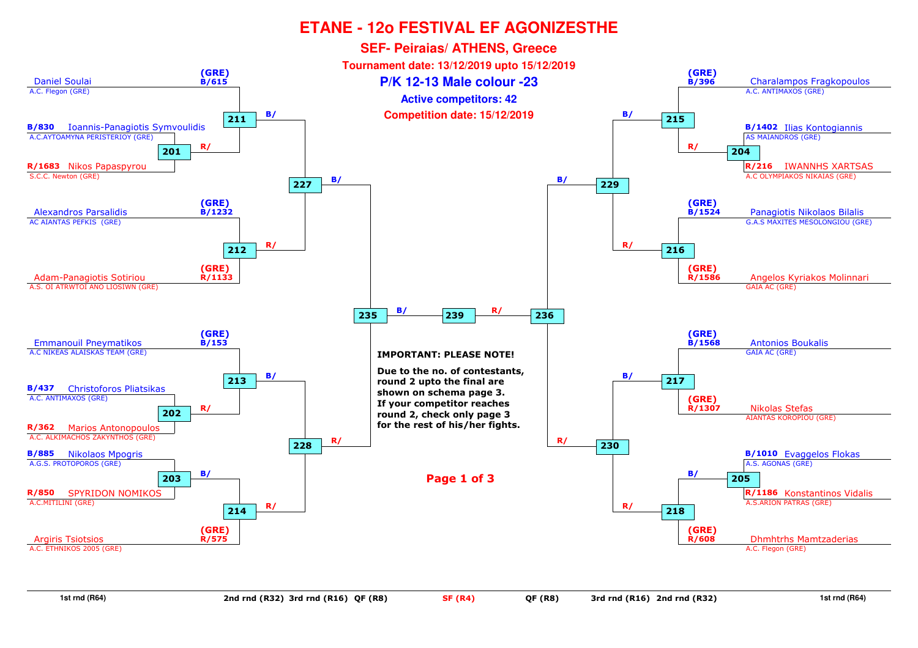# ETANE - 12o FESTIVAL EF AGONIZESTHE

## SEF- Peiraias/ ATHENS, Greece

**Tournament date: 13/12/2019 upto 15/12/2019**

## P/K 12-13 Male colour -23

**Active competitors: 42**

**Competition date: 15/12/2019**

### Left side of bracket

| Competitor | Club | Seed | 1st rnd (R64) | 2nd rnd (R32) | 3rd rnd (R16) | QF (R8) |
|---|---|---|---|---|---|---|
| Daniel Soulai | A.C. Flegon (GRE) | (GRE) B/615 | | 211 (B/) | 227 (B/) | 235 (B/) |
| Ioannis-Panagiotis Symvoulidis | A.C.AYTOAMYNA PERISTERIOY (GRE) | B/830 | 201 (R/) | 211 (R/) | | |
| Nikos Papaspyrou | S.C.C. Newton (GRE) | R/1683 | 201 | | | |
| Alexandros Parsalidis | AC AIANTAS PEFKIS (GRE) | (GRE) B/1232 | | 212 | 227 (R/) | |
| Adam-Panagiotis Sotiriou | A.S. OI ATRWTOI ANO LIOSIWN (GRE) | (GRE) R/1133 | | 212 | | |
| Emmanouil Pneymatikos | A.C NIKEAS ALAISKAS TEAM (GRE) | (GRE) B/153 | | 213 (B/) | 228 (B/) | 235 (R/) |
| Christoforos Pliatsikas | A.C. ANTIMAXOS (GRE) | B/437 | 202 (R/) | 213 (R/) | | |
| Marios Antonopoulos | A.C. ALKIMACHOS ZAKYNTHOS (GRE) | R/362 | 202 | | | |
| Nikolaos Mpogris | A.G.S. PROTOPOROS (GRE) | B/885 | 203 (B/) | 214 (B/) | 228 (R/) | |
| SPYRIDON NOMIKOS | A.C.MITILINI (GRE) | R/850 | 203 | | | |
| Argiris Tsiotsios | A.C. ETHNIKOS 2005 (GRE) | (GRE) R/575 | | 214 (R/) | | |

### Right side of bracket

| Competitor | Club | Seed | 1st rnd (R64) | 2nd rnd (R32) | 3rd rnd (R16) | QF (R8) |
|---|---|---|---|---|---|---|
| Charalampos Fragkopoulos | A.C. ANTIMAXOS (GRE) | (GRE) B/396 | | 215 (B/) | 229 (B/) | 236 (B/) |
| Ilias Kontogiannis | AS MAIANDROS (GRE) | B/1402 | 204 (R/) | 215 (R/) | | |
| IWANNHS XARTSAS | A.C OLYMPIAKOS NIKAIAS (GRE) | R/216 | 204 | | | |
| Panagiotis Nikolaos Bilalis | G.A.S MAXITES MESOLONGIOU (GRE) | (GRE) B/1524 | | 216 | 229 (R/) | |
| Angelos Kyriakos Molinnari | GAIA AC (GRE) | (GRE) R/1586 | | 216 | | |
| Antonios Boukalis | GAIA AC (GRE) | (GRE) B/1568 | | 217 | 230 (B/) | 236 (R/) |
| Nikolas Stefas | AIANTAS KOROPIOU (GRE) | (GRE) R/1307 | | 217 | | |
| Evaggelos Flokas | A.S. AGONAS (GRE) | B/1010 | 205 (B/) | 218 (B/) | 230 (R/) | |
| Konstantinos Vidalis | A.S.ARION PATRAS (GRE) | R/1186 | 205 | | | |
| Dhmhtrhs Mamtzaderias | A.C. Flegon (GRE) | (GRE) R/608 | | 218 (R/) | | |

**SF (R4):** 235 (B/) – 239 – 236 (R/)

**IMPORTANT: PLEASE NOTE!**

**Due to the no. of contestants, round 2 upto the final are shown on schema page 3. If your competitor reaches round 2, check only page 3 for the rest of his/her fights.**

**Page 1 of 3**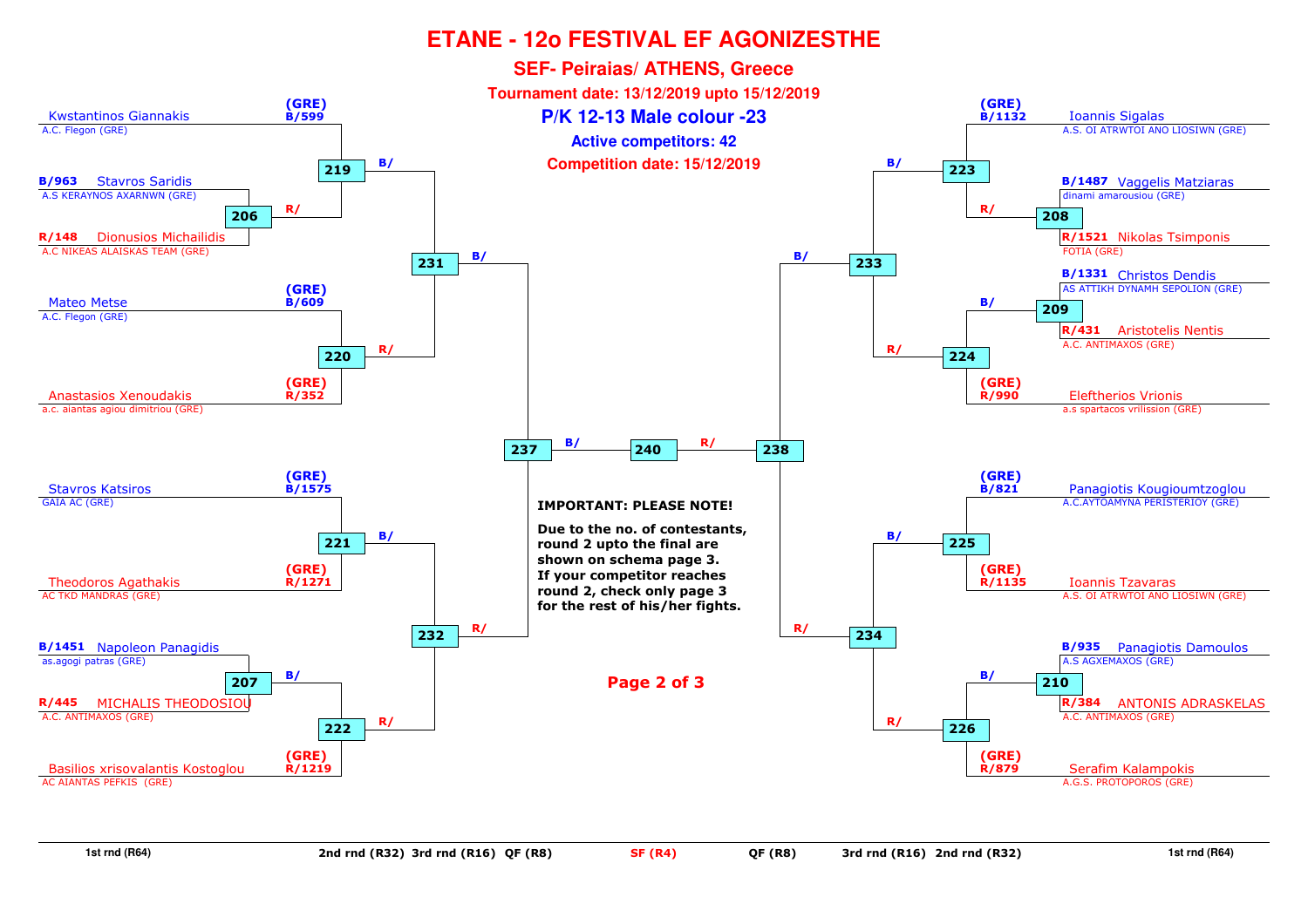# ETANE - 12o FESTIVAL EF AGONIZESTHE

## SEF- Peiraias/ ATHENS, Greece

**Tournament date: 13/12/2019 upto 15/12/2019**

## P/K 12-13 Male colour -23

**Active competitors: 42**

**Competition date: 15/12/2019**

### Left side

| 1st rnd (R64) | 2nd rnd (R32) | 3rd rnd (R16) | QF (R8) |
|---|---|---|---|
| Kwstantinos Giannakis, A.C. Flegon (GRE) — (GRE) B/599 | 219 | 231 | 237 |
| B/963 Stavros Saridis, A.S KERAYNOS AXARNWN (GRE) vs R/148 Dionusios Michailidis, A.C NIKEAS ALAISKAS TEAM (GRE) — 206 (R/) | 219 (B/) | | |
| Mateo Metse, A.C. Flegon (GRE) — (GRE) B/609 | 220 | 231 (R/) | |
| Anastasios Xenoudakis, a.c. aiantas agiou dimitriou (GRE) — (GRE) R/352 | 220 | | |
| Stavros Katsiros, GAIA AC (GRE) — (GRE) B/1575 | 221 | 232 | 237 (R/) |
| Theodoros Agathakis, AC TKD MANDRAS (GRE) — (GRE) R/1271 | 221 | | |
| B/1451 Napoleon Panagidis, as.agogi patras (GRE) vs R/445 MICHALIS THEODOSIOU, A.C. ANTIMAXOS (GRE) — 207 (B/) | 222 | 232 (R/) | |
| Basilios xrisovalantis Kostoglou, AC AIANTAS PEFKIS (GRE) — (GRE) R/1219 | 222 | | |

Match 219 → 231 (B/); 220 → 231 (R/); 231 → 237 (B/); 221 → 232 (B/); 222 → 232 (R/); 232 → 237 (R/).

### Semi-final / Final

237 (B/) — **240** — (R/) 238

### Right side

| 1st rnd (R64) | 2nd rnd (R32) | 3rd rnd (R16) | QF (R8) |
|---|---|---|---|
| Ioannis Sigalas, A.S. OI ATRWTOI ANO LIOSIWN (GRE) — (GRE) B/1132 | 223 | 233 | 238 |
| B/1487 Vaggelis Matziaras, dinami amarousiou (GRE) vs R/1521 Nikolas Tsimponis, FOTIA (GRE) — 208 (R/) | 223 | | |
| B/1331 Christos Dendis, AS ATTIKH DYNAMH SEPOLION (GRE) vs R/431 Aristotelis Nentis, A.C. ANTIMAXOS (GRE) — 209 (B/) | 224 | 233 (R/) | |
| Eleftherios Vrionis, a.s spartacos vrilission (GRE) — (GRE) R/990 | 224 | | |
| Panagiotis Kougioumtzoglou, A.C.AYTOAMYNA PERISTERIOY (GRE) — (GRE) B/821 | 225 | 234 | 238 (R/) |
| Ioannis Tzavaras, A.S. OI ATRWTOI ANO LIOSIWN (GRE) — (GRE) R/1135 | 225 | | |
| B/935 Panagiotis Damoulos, A.S AGXEMAXOS (GRE) vs R/384 ANTONIS ADRASKELAS, A.C. ANTIMAXOS (GRE) — 210 (B/) | 226 | 234 (R/) | |
| Serafim Kalampokis, A.G.S. PROTOPOROS (GRE) — (GRE) R/879 | 226 | | |

Match 223 → 233 (B/); 224 → 233 (R/); 233 → 238 (B/); 225 → 234 (B/); 226 → 234 (R/); 234 → 238 (R/).

**IMPORTANT: PLEASE NOTE!**

**Due to the no. of contestants, round 2 upto the final are shown on schema page 3. If your competitor reaches round 2, check only page 3 for the rest of his/her fights.**

**Page 2 of 3**

1st rnd (R64) | 2nd rnd (R32) | 3rd rnd (R16) | QF (R8) | SF (R4) | QF (R8) | 3rd rnd (R16) | 2nd rnd (R32) | 1st rnd (R64)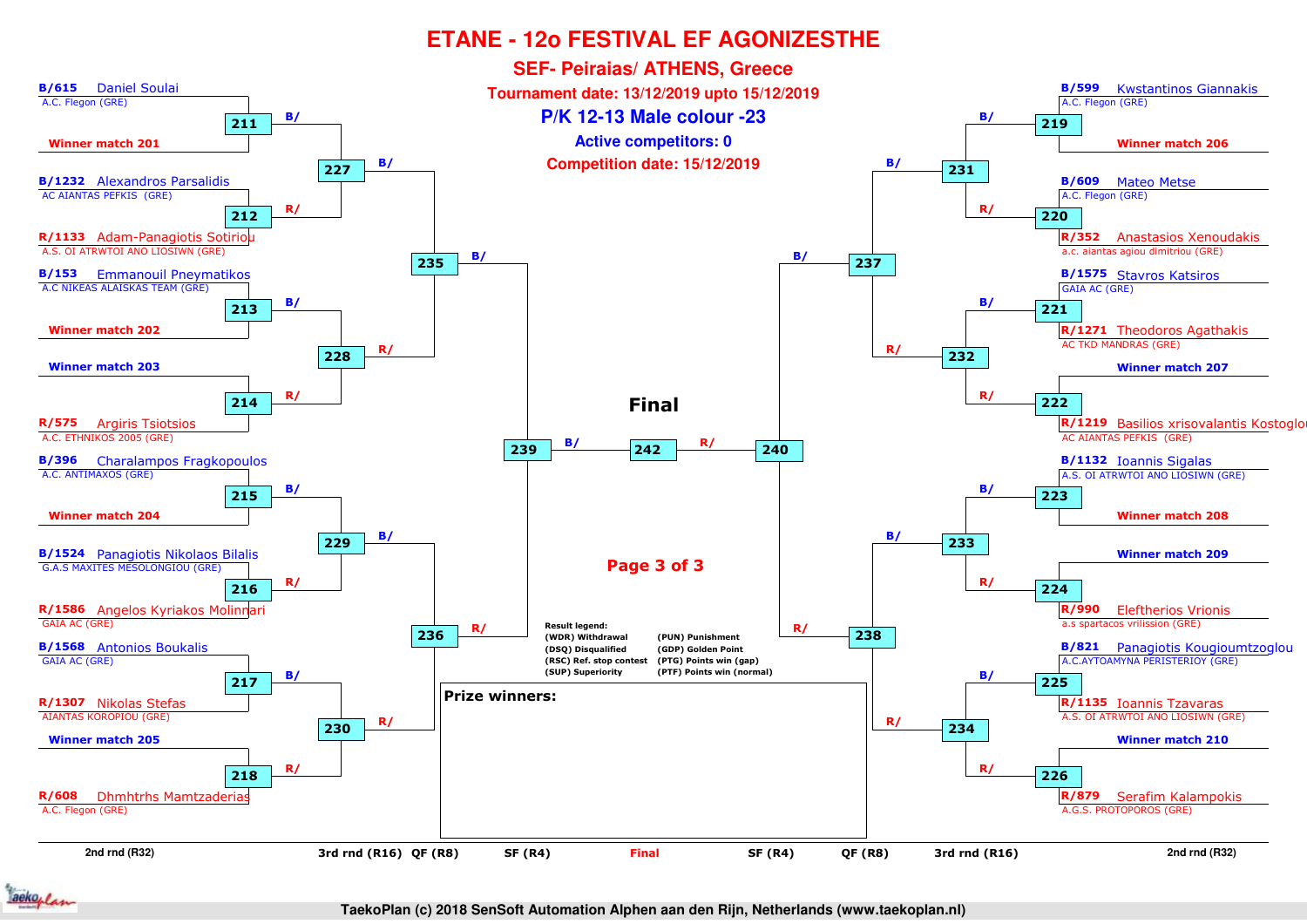# ETANE - 12o FESTIVAL EF AGONIZESTHE

## SEF- Peiraias/ ATHENS, Greece

**Tournament date: 13/12/2019 upto 15/12/2019**

## P/K 12-13 Male colour -23

**Active competitors: 0**

**Competition date: 15/12/2019**

### Left side

| Match | Blue (B/) | Red (R/) |
|---|---|---|
| 211 | B/615 Daniel Soulai – A.C. Flegon (GRE) | Winner match 201 |
| 212 | B/1232 Alexandros Parsalidis – AC AIANTAS PEFKIS (GRE) | R/1133 Adam-Panagiotis Sotiriou – A.S. OI ATRWTOI ANO LIOSIWN (GRE) |
| 213 | B/153 Emmanouil Pneymatikos – A.C NIKEAS ALAISKAS TEAM (GRE) | Winner match 202 |
| 214 | Winner match 203 | R/575 Argiris Tsiotsios – A.C. ETHNIKOS 2005 (GRE) |
| 215 | B/396 Charalampos Fragkopoulos – A.C. ANTIMAXOS (GRE) | Winner match 204 |
| 216 | B/1524 Panagiotis Nikolaos Bilalis – G.A.S MAXITES MESOLONGIOU (GRE) | R/1586 Angelos Kyriakos Molinnari – GAIA AC (GRE) |
| 217 | B/1568 Antonios Boukalis – GAIA AC (GRE) | R/1307 Nikolas Stefas – AIANTAS KOROPIOU (GRE) |
| 218 | Winner match 205 | R/608 Dhmhtrhs Mamtzaderias – A.C. Flegon (GRE) |

### Right side

| Match | Blue (B/) | Red (R/) |
|---|---|---|
| 219 | B/599 Kwstantinos Giannakis – A.C. Flegon (GRE) | Winner match 206 |
| 220 | B/609 Mateo Metse – A.C. Flegon (GRE) | R/352 Anastasios Xenoudakis – a.c. aiantas agiou dimitriou (GRE) |
| 221 | B/1575 Stavros Katsiros – GAIA AC (GRE) | R/1271 Theodoros Agathakis – AC TKD MANDRAS (GRE) |
| 222 | Winner match 207 | R/1219 Basilios xrisovalantis Kostoglou – AC AIANTAS PEFKIS (GRE) |
| 223 | B/1132 Ioannis Sigalas – A.S. OI ATRWTOI ANO LIOSIWN (GRE) | Winner match 208 |
| 224 | Winner match 209 | R/990 Eleftherios Vrionis – a.s spartacos vrilission (GRE) |
| 225 | B/821 Panagiotis Kougioumtzoglou – A.C.AYTOAMYNA PERISTERIOY (GRE) | R/1135 Ioannis Tzavaras – A.S. OI ATRWTOI ANO LIOSIWN (GRE) |
| 226 | Winner match 210 | R/879 Serafim Kalampokis – A.G.S. PROTOPOROS (GRE) |

### Later rounds

- 3rd rnd (R16): 227 (211 vs 212), 228 (213 vs 214), 229 (215 vs 216), 230 (217 vs 218), 231 (219 vs 220), 232 (221 vs 222), 233 (223 vs 224), 234 (225 vs 226)
- QF (R8): 235 (227 vs 228), 236 (229 vs 230), 237 (231 vs 232), 238 (233 vs 234)
- SF (R4): 239 (235 vs 236), 240 (237 vs 238)
- **Final**: 242 (B/ 239 vs R/ 240)

**Result legend:**

| | |
|---|---|
| (WDR) Withdrawal | (PUN) Punishment |
| (DSQ) Disqualified | (GDP) Golden Point |
| (RSC) Ref. stop contest | (PTG) Points win (gap) |
| (SUP) Superiority | (PTF) Points win (normal) |

**Prize winners:**

2nd rnd (R32) | 3rd rnd (R16) | QF (R8) | SF (R4) | Final | SF (R4) | QF (R8) | 3rd rnd (R16) | 2nd rnd (R32)

TaekoPlan (c) 2018 SenSoft Automation Alphen aan den Rijn, Netherlands (www.taekoplan.nl)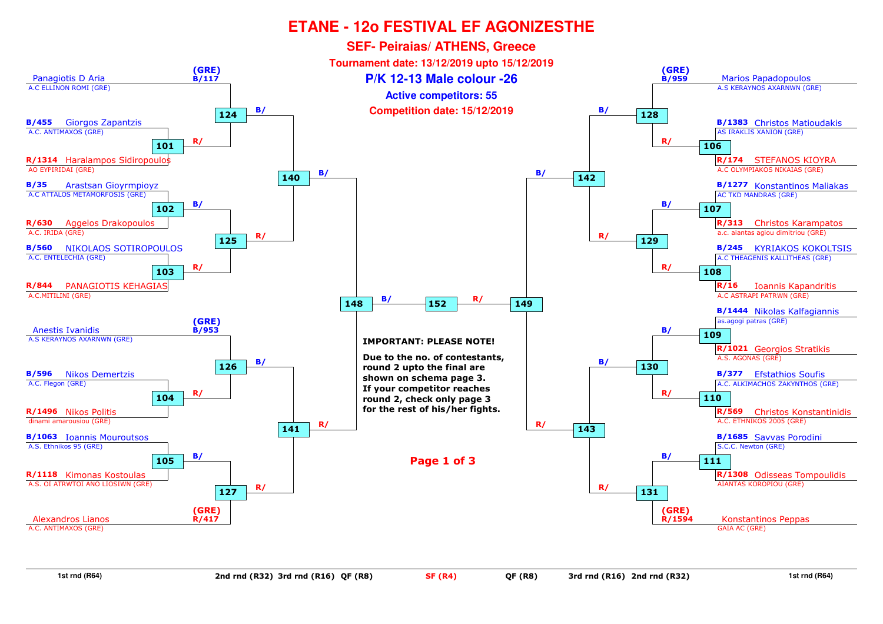# ETANE - 12o FESTIVAL EF AGONIZESTHE

## SEF- Peiraias/ ATHENS, Greece

**Tournament date: 13/12/2019 upto 15/12/2019**

## P/K 12-13 Male colour -26

**Active competitors: 55**

**Competition date: 15/12/2019**

### Left side – 1st round (R64)

| Match | Blue | Red |
|---|---|---|
| 124 | (GRE) B/117 Panagiotis D Aria – A.C ELLINON ROMI (GRE) | R/ (winner of 101) |
| 101 | B/455 Giorgos Zapantzis – A.C. ANTIMAXOS (GRE) | R/1314 Haralampos Sidiropoulos – AO EYPIRIDAI (GRE) |
| 102 | B/35 Arastsan Gioyrmpioyz – A.C ATTALOS METAMORFOSIS (GRE) | R/630 Aggelos Drakopoulos – A.C. IRIDA (GRE) |
| 103 | B/560 NIKOLAOS SOTIROPOULOS – A.C. ENTELECHIA (GRE) | R/844 PANAGIOTIS KEHAGIAS – A.C.MITILINI (GRE) |
| 125 | B/ (winner of 102) | R/ (winner of 103) |
| 126 | (GRE) B/953 Anestis Ivanidis – A.S KERAYNOS AXARNWN (GRE) | R/ (winner of 104) |
| 104 | B/596 Nikos Demertzis – A.C. Flegon (GRE) | R/1496 Nikos Politis – dinami amarousiou (GRE) |
| 105 | B/1063 Ioannis Mouroutsos – A.S. Ethnikos 95 (GRE) | R/1118 Kimonas Kostoulas – A.S. OI ATRWTOI ANO LIOSIWN (GRE) |
| 127 | B/ (winner of 105) | (GRE) R/417 Alexandros Lianos – A.C. ANTIMAXOS (GRE) |
| 140 | B/ (winner of 124) | R/ (winner of 125) |
| 141 | B/ (winner of 126) | R/ (winner of 127) |
| 148 | B/ (winner of 140) | R/ (winner of 141) |

### Right side – 1st round (R64)

| Match | Blue | Red |
|---|---|---|
| 128 | (GRE) B/959 Marios Papadopoulos – A.S KERAYNOS AXARNWN (GRE) | R/ (winner of 106) |
| 106 | B/1383 Christos Matioudakis – AS IRAKLIS XANION (GRE) | R/174 STEFANOS KIOYRA – A.C OLYMPIAKOS NIKAIAS (GRE) |
| 107 | B/1277 Konstantinos Maliakas – AC TKD MANDRAS (GRE) | R/313 Christos Karampatos – a.c. aiantas agiou dimitriou (GRE) |
| 108 | B/245 KYRIAKOS KOKOLTSIS – A.C THEAGENIS KALLITHEAS (GRE) | R/16 Ioannis Kapandritis – A.C ASTRAPI PATRWN (GRE) |
| 129 | B/ (winner of 107) | R/ (winner of 108) |
| 109 | B/1444 Nikolas Kalfagiannis – as.agogi patras (GRE) | R/1021 Georgios Stratikis – A.S. AGONAS (GRE) |
| 110 | B/377 Efstathios Soufis – A.C. ALKIMACHOS ZAKYNTHOS (GRE) | R/569 Christos Konstantinidis – A.C. ETHNIKOS 2005 (GRE) |
| 130 | B/ (winner of 109) | R/ (winner of 110) |
| 111 | B/1685 Savvas Porodini – S.C.C. Newton (GRE) | R/1308 Odisseas Tompoulidis – AIANTAS KOROPIOU (GRE) |
| 131 | B/ (winner of 111) | (GRE) R/1594 Konstantinos Peppas – GAIA AC (GRE) |
| 142 | B/ (winner of 128) | R/ (winner of 129) |
| 143 | B/ (winner of 130) | R/ (winner of 131) |
| 149 | B/ (winner of 142) | R/ (winner of 143) |

### Final

| Match | Blue | Red |
|---|---|---|
| 152 | B/ (winner of 148) | R/ (winner of 149) |

**IMPORTANT: PLEASE NOTE!**

**Due to the no. of contestants, round 2 upto the final are shown on schema page 3. If your competitor reaches round 2, check only page 3 for the rest of his/her fights.**

1st rnd (R64) | 2nd rnd (R32) | 3rd rnd (R16) | QF (R8) | SF (R4) | QF (R8) | 3rd rnd (R16) | 2nd rnd (R32) | 1st rnd (R64)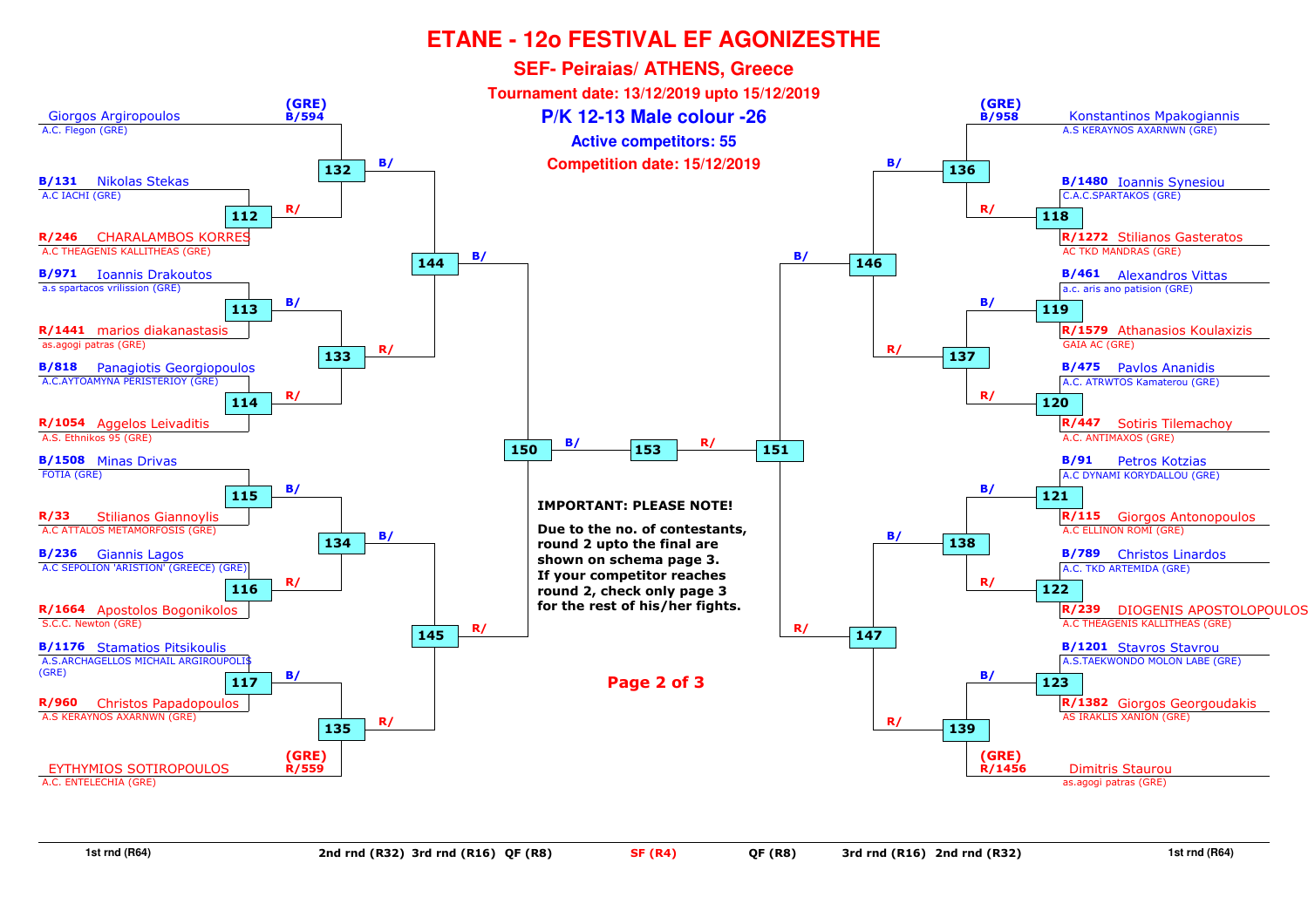# ETANE - 12o FESTIVAL EF AGONIZESTHE

## SEF- Peiraias/ ATHENS, Greece

**Tournament date: 13/12/2019 upto 15/12/2019**

## P/K 12-13 Male colour -26

**Active competitors: 55**

**Competition date: 15/12/2019**

### Left side

| Corner | Competitor | Club | 1st rnd (R64) | 2nd rnd (R32) | 3rd rnd (R16) | QF (R8) |
|---|---|---|---|---|---|---|
| (GRE) B/594 | Giorgos Argiropoulos | A.C. Flegon (GRE) | | 132 | 144 | 150 |
| B/131 | Nikolas Stekas | A.C IACHI (GRE) | 112 | 132 | 144 | 150 |
| R/246 | CHARALAMBOS KORRES | A.C THEAGENIS KALLITHEAS (GRE) | 112 | 132 | 144 | 150 |
| B/971 | Ioannis Drakoutos | a.s spartacos vrilission (GRE) | 113 | 133 | 144 | 150 |
| R/1441 | marios diakanastasis | as.agogi patras (GRE) | 113 | 133 | 144 | 150 |
| B/818 | Panagiotis Georgiopoulos | A.C.AYTOAMYNA PERISTERIOY (GRE) | 114 | 133 | 144 | 150 |
| R/1054 | Aggelos Leivaditis | A.S. Ethnikos 95 (GRE) | 114 | 133 | 144 | 150 |
| B/1508 | Minas Drivas | FOTIA (GRE) | 115 | 134 | 145 | 150 |
| R/33 | Stilianos Giannoylis | A.C ATTALOS METAMORFOSIS (GRE) | 115 | 134 | 145 | 150 |
| B/236 | Giannis Lagos | A.C SEPOLION 'ARISTION' (GREECE) (GRE) | 116 | 134 | 145 | 150 |
| R/1664 | Apostolos Bogonikolos | S.C.C. Newton (GRE) | 116 | 134 | 145 | 150 |
| B/1176 | Stamatios Pitsikoulis | A.S.ARCHAGELLOS MICHAIL ARGIROUPOLIS (GRE) | 117 | 135 | 145 | 150 |
| R/960 | Christos Papadopoulos | A.S KERAYNOS AXARNWN (GRE) | 117 | 135 | 145 | 150 |
| (GRE) R/559 | EYTHYMIOS SOTIROPOULOS | A.C. ENTELECHIA (GRE) | | 135 | 145 | 150 |

### Right side

| Corner | Competitor | Club | 1st rnd (R64) | 2nd rnd (R32) | 3rd rnd (R16) | QF (R8) |
|---|---|---|---|---|---|---|
| (GRE) B/958 | Konstantinos Mpakogiannis | A.S KERAYNOS AXARNWN (GRE) | | 136 | 146 | 151 |
| B/1480 | Ioannis Synesiou | C.A.C.SPARTAKOS (GRE) | 118 | 136 | 146 | 151 |
| R/1272 | Stilianos Gasteratos | AC TKD MANDRAS (GRE) | 118 | 136 | 146 | 151 |
| B/461 | Alexandros Vittas | a.c. aris ano patision (GRE) | 119 | 137 | 146 | 151 |
| R/1579 | Athanasios Koulaxizis | GAIA AC (GRE) | 119 | 137 | 146 | 151 |
| B/475 | Pavlos Ananidis | A.C. ATRWTOS Kamaterou (GRE) | 120 | 137 | 146 | 151 |
| R/447 | Sotiris Tilemachoy | A.C. ANTIMAXOS (GRE) | 120 | 137 | 146 | 151 |
| B/91 | Petros Kotzias | A.C DYNAMI KORYDALLOU (GRE) | 121 | 138 | 147 | 151 |
| R/115 | Giorgos Antonopoulos | A.C ELLINON ROMI (GRE) | 121 | 138 | 147 | 151 |
| B/789 | Christos Linardos | A.C. TKD ARTEMIDA (GRE) | 122 | 138 | 147 | 151 |
| R/239 | DIOGENIS APOSTOLOPOULOS | A.C THEAGENIS KALLITHEAS (GRE) | 122 | 138 | 147 | 151 |
| B/1201 | Stavros Stavrou | A.S.TAEKWONDO MOLON LABE (GRE) | 123 | 139 | 147 | 151 |
| R/1382 | Giorgos Georgoudakis | AS IRAKLIS XANION (GRE) | 123 | 139 | 147 | 151 |
| (GRE) R/1456 | Dimitris Staurou | as.agogi patras (GRE) | | 139 | 147 | 151 |

SF (R4): 150 (B/) vs 151 (R/) → 153

**IMPORTANT: PLEASE NOTE!**

**Due to the no. of contestants, round 2 upto the final are shown on schema page 3. If your competitor reaches round 2, check only page 3 for the rest of his/her fights.**

1st rnd (R64) | 2nd rnd (R32) | 3rd rnd (R16) | QF (R8) | SF (R4) | QF (R8) | 3rd rnd (R16) | 2nd rnd (R32) | 1st rnd (R64)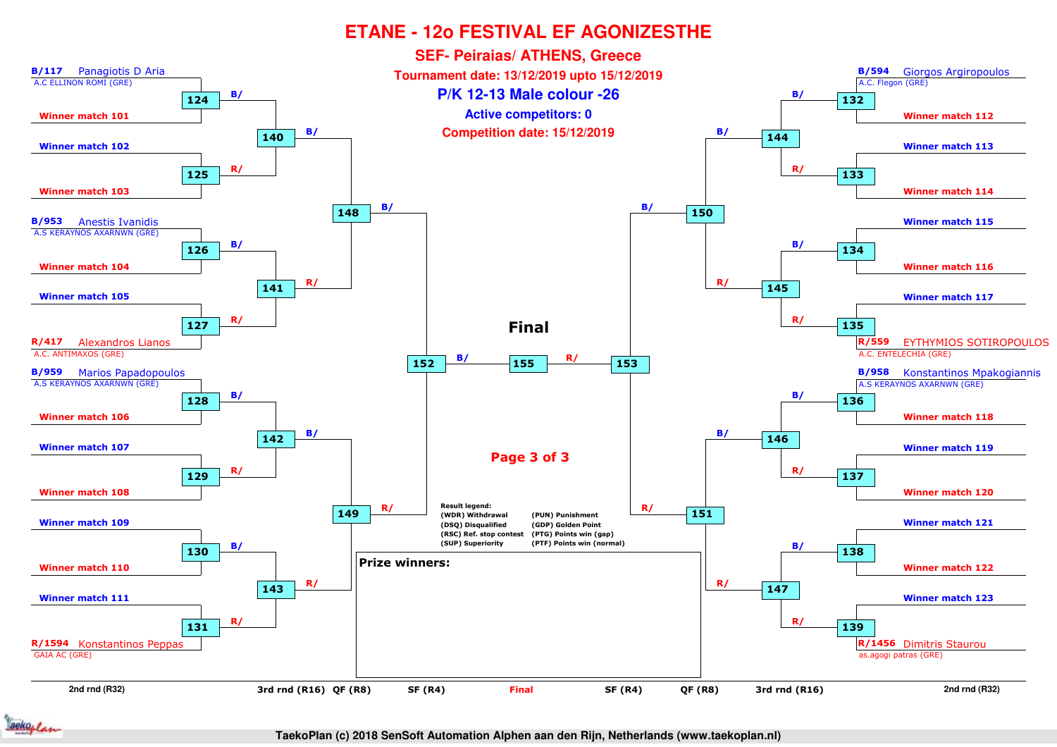# ETANE - 12o FESTIVAL EF AGONIZESTHE

## SEF- Peiraias/ ATHENS, Greece

**Tournament date: 13/12/2019 upto 15/12/2019**

## P/K 12-13 Male colour -26

**Active competitors: 0**

**Competition date: 15/12/2019**

### Left side

**Match 124:** B/117 Panagiotis D Aria (A.C ELLINON ROMI (GRE)) vs Winner match 101 → B/

**Match 125:** Winner match 102 vs Winner match 103 → R/

**Match 140:** 124 vs 125 → B/

**Match 126:** B/953 Anestis Ivanidis (A.S KERAYNOS AXARNWN (GRE)) vs Winner match 104 → B/

**Match 127:** Winner match 105 vs R/417 Alexandros Lianos (A.C. ANTIMAXOS (GRE)) → R/

**Match 141:** 126 vs 127 → R/

**Match 148:** 140 vs 141 → B/

**Match 128:** B/959 Marios Papadopoulos (A.S KERAYNOS AXARNWN (GRE)) vs Winner match 106 → B/

**Match 129:** Winner match 107 vs Winner match 108 → R/

**Match 142:** 128 vs 129 → B/

**Match 130:** Winner match 109 vs Winner match 110 → B/

**Match 131:** Winner match 111 vs R/1594 Konstantinos Peppas (GAIA AC (GRE)) → R/

**Match 143:** 130 vs 131 → R/

**Match 149:** 142 vs 143 → R/

**Match 152:** 148 vs 149 → B/

### Right side

**Match 132:** B/594 Giorgos Argiropoulos (A.C. Flegon (GRE)) vs Winner match 112 → B/

**Match 133:** Winner match 113 vs Winner match 114 → R/

**Match 144:** 132 vs 133 → B/

**Match 134:** Winner match 115 vs Winner match 116 → B/

**Match 135:** Winner match 117 vs R/559 EYTHYMIOS SOTIROPOULOS (A.C. ENTELECHIA (GRE)) → R/

**Match 145:** 134 vs 135 → R/

**Match 150:** 144 vs 145 → B/

**Match 136:** B/958 Konstantinos Mpakogiannis (A.S KERAYNOS AXARNWN (GRE)) vs Winner match 118 → B/

**Match 137:** Winner match 119 vs Winner match 120 → R/

**Match 146:** 136 vs 137 → B/

**Match 138:** Winner match 121 vs Winner match 122 → B/

**Match 139:** Winner match 123 vs R/1456 Dimitris Staurou (as.agogi patras (GRE)) → R/

**Match 147:** 138 vs 139 → R/

**Match 151:** 146 vs 147 → R/

**Match 153:** 150 vs 151 → R/

### Final

**Match 155:** 152 (B/) vs 153 (R/)

**Page 3 of 3**

**Result legend:**

| | |
|---|---|
| (WDR) Withdrawal | (PUN) Punishment |
| (DSQ) Disqualified | (GDP) Golden Point |
| (RSC) Ref. stop contest | (PTG) Points win (gap) |
| (SUP) Superiority | (PTF) Points win (normal) |

**Prize winners:**

2nd rnd (R32) | 3rd rnd (R16) | QF (R8) | SF (R4) | Final | SF (R4) | QF (R8) | 3rd rnd (R16) | 2nd rnd (R32)

TaekoPlan (c) 2018 SenSoft Automation Alphen aan den Rijn, Netherlands (www.taekoplan.nl)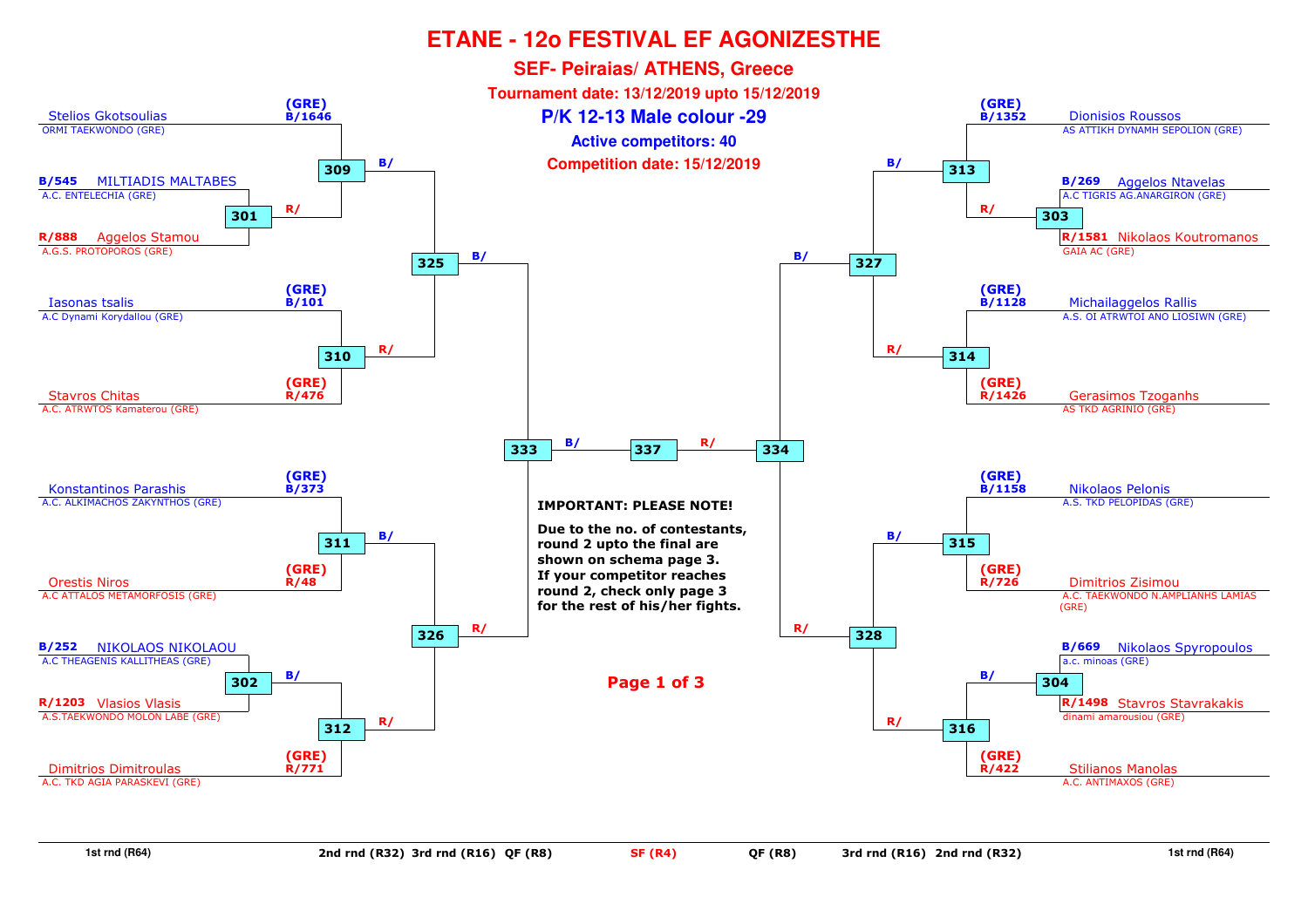# ETANE - 12o FESTIVAL EF AGONIZESTHE

## SEF- Peiraias/ ATHENS, Greece

**Tournament date: 13/12/2019 upto 15/12/2019**

## P/K 12-13 Male colour -29

**Active competitors: 40**

**Competition date: 15/12/2019**

### Left side

| Seed | Competitor | Club | Match |
|---|---|---|---|
| (GRE) B/1646 | Stelios Gkotsoulias | ORMI TAEKWONDO (GRE) | 309 (B/) |
| B/545 | MILTIADIS MALTABES | A.C. ENTELECHIA (GRE) | 301 (B/) |
| R/888 | Aggelos Stamou | A.G.S. PROTOPOROS (GRE) | 301 (R/) → 309 (R/) |
| (GRE) B/101 | Iasonas tsalis | A.C Dynami Korydallou (GRE) | 310 (B/) |
| (GRE) R/476 | Stavros Chitas | A.C. ATRWTOS Kamaterou (GRE) | 310 (R/) |
| (GRE) B/373 | Konstantinos Parashis | A.C. ALKIMACHOS ZAKYNTHOS (GRE) | 311 (B/) |
| (GRE) R/48 | Orestis Niros | A.C ATTALOS METAMORFOSIS (GRE) | 311 (R/) |
| B/252 | NIKOLAOS NIKOLAOU | A.C THEAGENIS KALLITHEAS (GRE) | 302 (B/) |
| R/1203 | Vlasios Vlasis | A.S.TAEKWONDO MOLON LABE (GRE) | 302 (R/) → 312 (B/) |
| (GRE) R/771 | Dimitrios Dimitroulas | A.C. TKD AGIA PARASKEVI (GRE) | 312 (R/) |

- 309 (B/) and 310 (R/) → 325
- 311 (B/) and 312 (R/) → 326
- 325 (B/) and 326 (R/) → 333

### Right side

| Seed | Competitor | Club | Match |
|---|---|---|---|
| (GRE) B/1352 | Dionisios Roussos | AS ATTIKH DYNAMH SEPOLION (GRE) | 313 (B/) |
| B/269 | Aggelos Ntavelas | A.C TIGRIS AG.ANARGIRON (GRE) | 303 (B/) |
| R/1581 | Nikolaos Koutromanos | GAIA AC (GRE) | 303 (R/) → 313 (R/) |
| (GRE) B/1128 | Michailaggelos Rallis | A.S. OI ATRWTOI ANO LIOSIWN (GRE) | 314 (B/) |
| (GRE) R/1426 | Gerasimos Tzoganhs | AS TKD AGRINIO (GRE) | 314 (R/) |
| (GRE) B/1158 | Nikolaos Pelonis | A.S. TKD PELOPIDAS (GRE) | 315 (B/) |
| (GRE) R/726 | Dimitrios Zisimou | A.C. TAEKWONDO N.AMPLIANHS LAMIAS (GRE) | 315 (R/) |
| B/669 | Nikolaos Spyropoulos | a.c. minoas (GRE) | 304 (B/) |
| R/1498 | Stavros Stavrakakis | dinami amarousiou (GRE) | 304 (R/) → 316 (B/) |
| (GRE) R/422 | Stilianos Manolas | A.C. ANTIMAXOS (GRE) | 316 (R/) |

- 313 (B/) and 314 (R/) → 327
- 315 (B/) and 316 (R/) → 328
- 327 (B/) and 328 (R/) → 334

### Final

- 333 (B/) and 334 (R/) → 337

**IMPORTANT: PLEASE NOTE!**

**Due to the no. of contestants, round 2 upto the final are shown on schema page 3. If your competitor reaches round 2, check only page 3 for the rest of his/her fights.**

1st rnd (R64) | 2nd rnd (R32) | 3rd rnd (R16) | QF (R8) | SF (R4) | QF (R8) | 3rd rnd (R16) | 2nd rnd (R32) | 1st rnd (R64)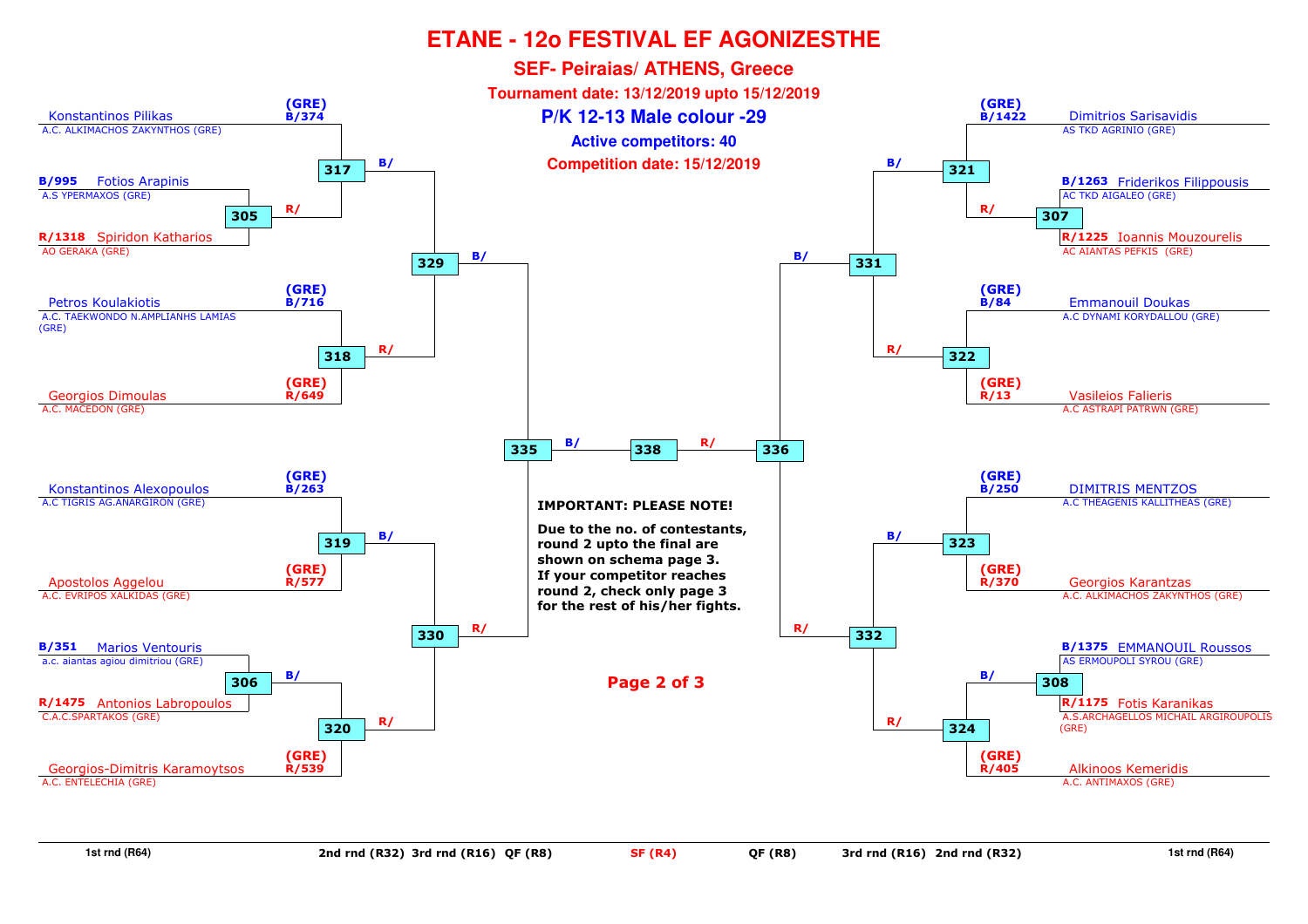# ETANE - 12o FESTIVAL EF AGONIZESTHE

## SEF- Peiraias/ ATHENS, Greece

**Tournament date: 13/12/2019 upto 15/12/2019**

## P/K 12-13 Male colour -29

**Active competitors: 40**

**Competition date: 15/12/2019**

### Left side

| Competitor | Club | Draw no. | Match |
|---|---|---|---|
| Konstantinos Pilikas | A.C. ALKIMACHOS ZAKYNTHOS (GRE) | (GRE) B/374 | 317 |
| Fotios Arapinis | A.S YPERMAXOS (GRE) | B/995 | 305 |
| Spiridon Katharios | AO GERAKA (GRE) | R/1318 | 305 |
| Petros Koulakiotis | A.C. TAEKWONDO N.AMPLIANHS LAMIAS (GRE) | (GRE) B/716 | 318 |
| Georgios Dimoulas | A.C. MACEDON (GRE) | (GRE) R/649 | 318 |
| Konstantinos Alexopoulos | A.C TIGRIS AG.ANARGIRON (GRE) | (GRE) B/263 | 319 |
| Apostolos Aggelou | A.C. EVRIPOS XALKIDAS (GRE) | (GRE) R/577 | 319 |
| Marios Ventouris | a.c. aiantas agiou dimitriou (GRE) | B/351 | 306 |
| Antonios Labropoulos | C.A.C.SPARTAKOS (GRE) | R/1475 | 306 |
| Georgios-Dimitris Karamoytsos | A.C. ENTELECHIA (GRE) | (GRE) R/539 | 320 |

Match progression: 305 → 317 (R/); 317 (B/) and 318 (R/) → 329; 306 → 320 (B/); 319 (B/) and 320 (R/) → 330; 329 (B/) and 330 (R/) → 335; 335 (B/) → 338.

### Right side

| Competitor | Club | Draw no. | Match |
|---|---|---|---|
| Dimitrios Sarisavidis | AS TKD AGRINIO (GRE) | (GRE) B/1422 | 321 |
| Friderikos Filippousis | AC TKD AIGALEO (GRE) | B/1263 | 307 |
| Ioannis Mouzourelis | AC AIANTAS PEFKIS (GRE) | R/1225 | 307 |
| Emmanouil Doukas | A.C DYNAMI KORYDALLOU (GRE) | (GRE) B/84 | 322 |
| Vasileios Falieris | A.C ASTRAPI PATRWN (GRE) | (GRE) R/13 | 322 |
| DIMITRIS MENTZOS | A.C THEAGENIS KALLITHEAS (GRE) | (GRE) B/250 | 323 |
| Georgios Karantzas | A.C. ALKIMACHOS ZAKYNTHOS (GRE) | (GRE) R/370 | 323 |
| EMMANOUIL Roussos | AS ERMOUPOLI SYROU (GRE) | B/1375 | 308 |
| Fotis Karanikas | A.S.ARCHAGELLOS MICHAIL ARGIROUPOLIS (GRE) | R/1175 | 308 |
| Alkinoos Kemeridis | A.C. ANTIMAXOS (GRE) | (GRE) R/405 | 324 |

Match progression: 307 → 321 (R/); 321 (B/) and 322 (R/) → 331; 308 → 324 (B/); 323 (B/) and 324 (R/) → 332; 331 (B/) and 332 (R/) → 336; 336 (R/) → 338.

**IMPORTANT: PLEASE NOTE!**

**Due to the no. of contestants, round 2 upto the final are shown on schema page 3. If your competitor reaches round 2, check only page 3 for the rest of his/her fights.**

1st rnd (R64) | 2nd rnd (R32) | 3rd rnd (R16) | QF (R8) | SF (R4) | QF (R8) | 3rd rnd (R16) | 2nd rnd (R32) | 1st rnd (R64)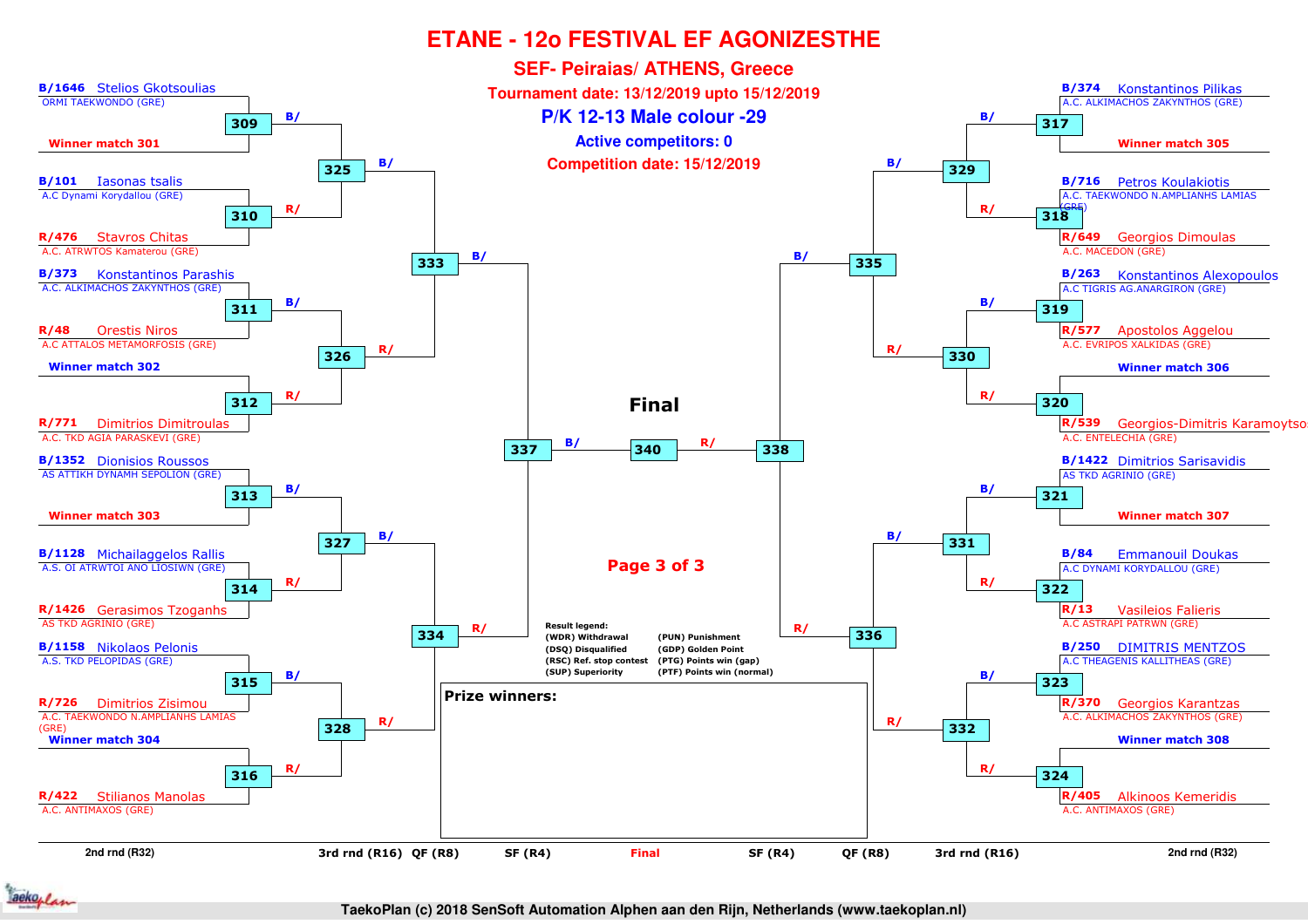# ETANE - 12o FESTIVAL EF AGONIZESTHE

## SEF- Peiraias/ ATHENS, Greece

**Tournament date: 13/12/2019 upto 15/12/2019**

## P/K 12-13 Male colour -29

**Active competitors: 0**

**Competition date: 15/12/2019**

### Left side

| Match | Blue | Red |
|---|---|---|
| 309 | B/1646 Stelios Gkotsoulias – ORMI TAEKWONDO (GRE) | Winner match 301 |
| 310 | B/101 Iasonas tsalis – A.C Dynami Korydallou (GRE) | R/476 Stavros Chitas – A.C. ATRWTOS Kamaterou (GRE) |
| 311 | B/373 Konstantinos Parashis – A.C. ALKIMACHOS ZAKYNTHOS (GRE) | R/48 Orestis Niros – A.C ATTALOS METAMORFOSIS (GRE) |
| 312 | Winner match 302 | R/771 Dimitrios Dimitroulas – A.C. TKD AGIA PARASKEVI (GRE) |
| 313 | B/1352 Dionisios Roussos – AS ATTIKH DYNAMH SEPOLION (GRE) | Winner match 303 |
| 314 | B/1128 Michailaggelos Rallis – A.S. OI ATRWTOI ANO LIOSIWN (GRE) | R/1426 Gerasimos Tzoganhs – AS TKD AGRINIO (GRE) |
| 315 | B/1158 Nikolaos Pelonis – A.S. TKD PELOPIDAS (GRE) | R/726 Dimitrios Zisimou – A.C. TAEKWONDO N.AMPLIANHS LAMIAS (GRE) |
| 316 | Winner match 304 | R/422 Stilianos Manolas – A.C. ANTIMAXOS (GRE) |

- 325: B/ (winner 309) – R/ (winner 310)
- 326: B/ (winner 311) – R/ (winner 312)
- 327: B/ (winner 313) – R/ (winner 314)
- 328: B/ (winner 315) – R/ (winner 316)
- 333: B/ (winner 325) – R/ (winner 326)
- 334: B/ (winner 327) – R/ (winner 328)
- 337: B/ (winner 333) – R/ (winner 334)

### Right side

| Match | Blue | Red |
|---|---|---|
| 317 | B/374 Konstantinos Pilikas – A.C. ALKIMACHOS ZAKYNTHOS (GRE) | Winner match 305 |
| 318 | B/716 Petros Koulakiotis – A.C. TAEKWONDO N.AMPLIANHS LAMIAS (GRE) | R/649 Georgios Dimoulas – A.C. MACEDON (GRE) |
| 319 | B/263 Konstantinos Alexopoulos – A.C TIGRIS AG.ANARGIRON (GRE) | R/577 Apostolos Aggelou – A.C. EVRIPOS XALKIDAS (GRE) |
| 320 | Winner match 306 | R/539 Georgios-Dimitris Karamoytsos – A.C. ENTELECHIA (GRE) |
| 321 | B/1422 Dimitrios Sarisavidis – AS TKD AGRINIO (GRE) | Winner match 307 |
| 322 | B/84 Emmanouil Doukas – A.C DYNAMI KORYDALLOU (GRE) | R/13 Vasileios Falieris – A.C ASTRAPI PATRWN (GRE) |
| 323 | B/250 DIMITRIS MENTZOS – A.C THEAGENIS KALLITHEAS (GRE) | R/370 Georgios Karantzas – A.C. ALKIMACHOS ZAKYNTHOS (GRE) |
| 324 | Winner match 308 | R/405 Alkinoos Kemeridis – A.C. ANTIMAXOS (GRE) |

- 329: B/ (winner 317) – R/ (winner 318)
- 330: B/ (winner 319) – R/ (winner 320)
- 331: B/ (winner 321) – R/ (winner 322)
- 332: B/ (winner 323) – R/ (winner 324)
- 335: B/ (winner 329) – R/ (winner 330)
- 336: B/ (winner 331) – R/ (winner 332)
- 338: B/ (winner 335) – R/ (winner 336)

### Final

340: B/ (winner 337) – R/ (winner 338)

**Result legend:**

| | |
|---|---|
| (WDR) Withdrawal | (PUN) Punishment |
| (DSQ) Disqualified | (GDP) Golden Point |
| (RSC) Ref. stop contest | (PTG) Points win (gap) |
| (SUP) Superiority | (PTF) Points win (normal) |

**Prize winners:**

2nd rnd (R32) | 3rd rnd (R16) | QF (R8) | SF (R4) | Final | SF (R4) | QF (R8) | 3rd rnd (R16) | 2nd rnd (R32)

TaekoPlan (c) 2018 SenSoft Automation Alphen aan den Rijn, Netherlands (www.taekoplan.nl)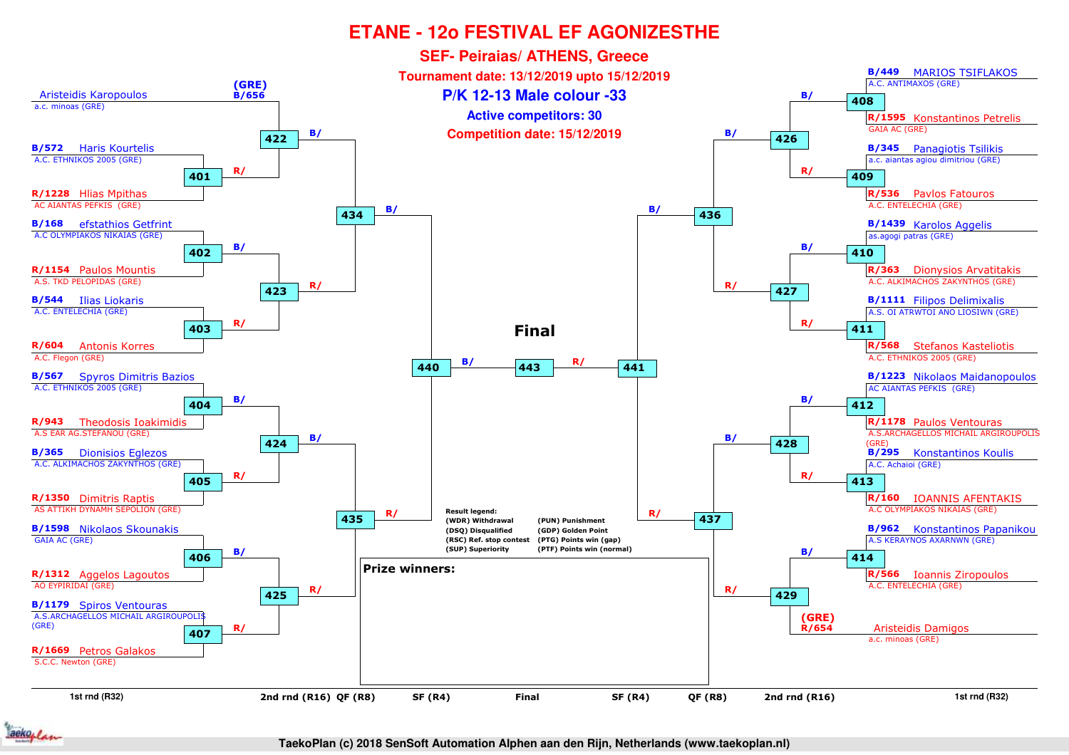# ETANE - 12o FESTIVAL EF AGONIZESTHE

## SEF- Peiraias/ ATHENS, Greece

**Tournament date: 13/12/2019 upto 15/12/2019**

**P/K 12-13 Male colour -33**

**Active competitors: 30**

**Competition date: 15/12/2019**

### Left side – 1st rnd (R32)

| Match | Blue | Red |
|---|---|---|
| (bye) | (GRE) B/656 Aristeidis Karopoulos – a.c. minoas (GRE) | |
| 401 | B/572 Haris Kourtelis – A.C. ETHNIKOS 2005 (GRE) | R/1228 Hlias Mpithas – AC AIANTAS PEFKIS (GRE) |
| 402 | B/168 efstathios Getfrint – A.C OLYMPIAKOS NIKAIAS (GRE) | R/1154 Paulos Mountis – A.S. TKD PELOPIDAS (GRE) |
| 403 | B/544 Ilias Liokaris – A.C. ENTELECHIA (GRE) | R/604 Antonis Korres – A.C. Flegon (GRE) |
| 404 | B/567 Spyros Dimitris Bazios – A.C. ETHNIKOS 2005 (GRE) | R/943 Theodosis Ioakimidis – A.S EAR AG.STEFANOU (GRE) |
| 405 | B/365 Dionisios Eglezos – A.C. ALKIMACHOS ZAKYNTHOS (GRE) | R/1350 Dimitris Raptis – AS ATTIKH DYNAMH SEPOLION (GRE) |
| 406 | B/1598 Nikolaos Skounakis – GAIA AC (GRE) | R/1312 Aggelos Lagoutos – AO EYPIRIDAI (GRE) |
| 407 | B/1179 Spiros Ventouras – A.S.ARCHAGELLOS MICHAIL ARGIROUPOLIS (GRE) | R/1669 Petros Galakos – S.C.C. Newton (GRE) |

2nd rnd (R16): 422, 423, 424, 425 — QF (R8): 434, 435 — SF (R4): 440

### Right side – 1st rnd (R32)

| Match | Blue | Red |
|---|---|---|
| 408 | B/449 MARIOS TSIFLAKOS – A.C. ANTIMAXOS (GRE) | R/1595 Konstantinos Petrelis – GAIA AC (GRE) |
| 409 | B/345 Panagiotis Tsilikis – a.c. aiantas agiou dimitriou (GRE) | R/536 Pavlos Fatouros – A.C. ENTELECHIA (GRE) |
| 410 | B/1439 Karolos Aggelis – as.agogi patras (GRE) | R/363 Dionysios Arvatitakis – A.C. ALKIMACHOS ZAKYNTHOS (GRE) |
| 411 | B/1111 Filipos Delimixalis – A.S. OI ATRWTOI ANO LIOSIWN (GRE) | R/568 Stefanos Kasteliotis – A.C. ETHNIKOS 2005 (GRE) |
| 412 | B/1223 Nikolaos Maidanopoulos – AC AIANTAS PEFKIS (GRE) | R/1178 Paulos Ventouras – A.S.ARCHAGELLOS MICHAIL ARGIROUPOLIS (GRE) |
| 413 | B/295 Konstantinos Koulis – A.C. Achaioi (GRE) | R/160 IOANNIS AFENTAKIS – A.C OLYMPIAKOS NIKAIAS (GRE) |
| 414 | B/962 Konstantinos Papanikou – A.S KERAYNOS AXARNWN (GRE) | R/566 Ioannis Ziropoulos – A.C. ENTELECHIA (GRE) |
| (bye) | | (GRE) R/654 Aristeidis Damigos – a.c. minoas (GRE) |

2nd rnd (R16): 426, 427, 428, 429 — QF (R8): 436, 437 — SF (R4): 441

### Final

440 – **443** – 441

**Result legend:**

- (WDR) Withdrawal
- (DSQ) Disqualified
- (RSC) Ref. stop contest
- (SUP) Superiority
- (PUN) Punishment
- (GDP) Golden Point
- (PTG) Points win (gap)
- (PTF) Points win (normal)

**Prize winners:**

1st rnd (R32) | 2nd rnd (R16) | QF (R8) | SF (R4) | Final | SF (R4) | QF (R8) | 2nd rnd (R16) | 1st rnd (R32)

TaekoPlan (c) 2018 SenSoft Automation Alphen aan den Rijn, Netherlands (www.taekoplan.nl)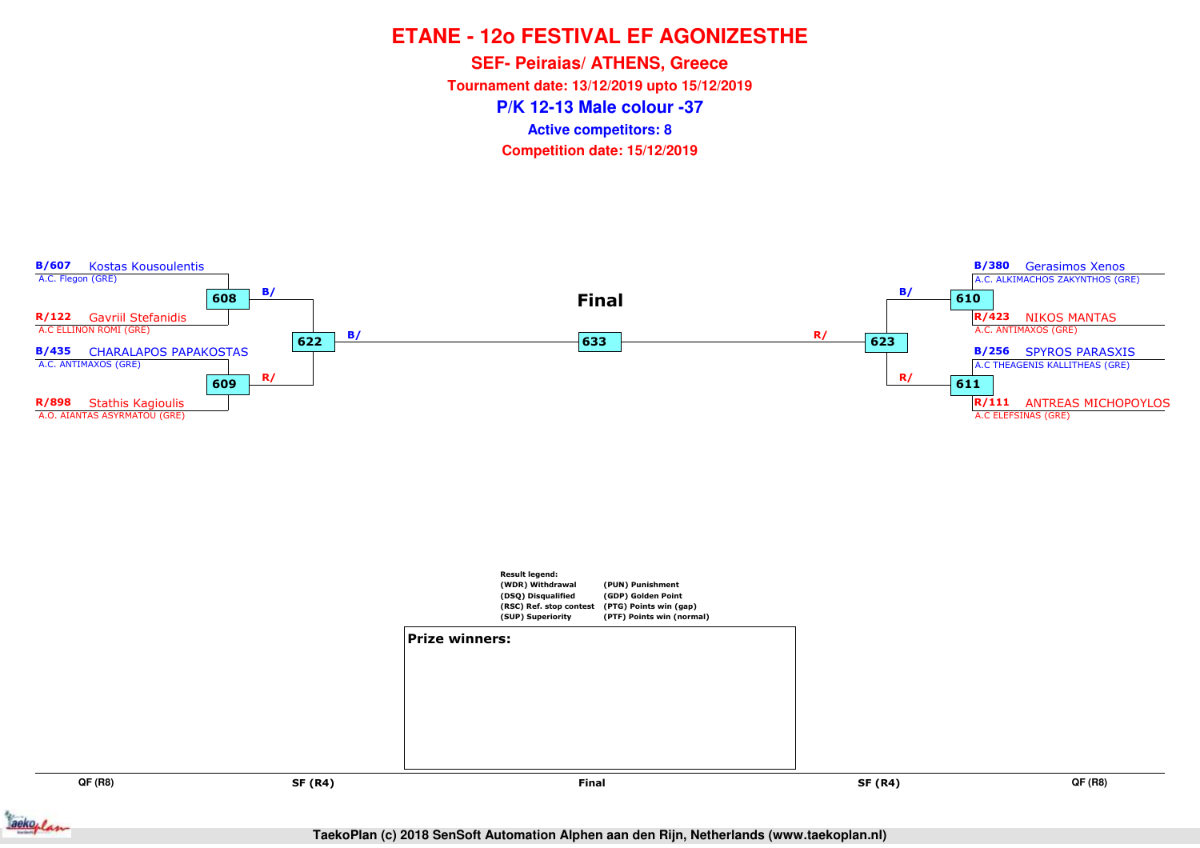# ETANE - 12o FESTIVAL EF AGONIZESTHE

## SEF- Peiraias/ ATHENS, Greece

**Tournament date: 13/12/2019 upto 15/12/2019**

## P/K 12-13 Male colour -37

**Active competitors: 8**

**Competition date: 15/12/2019**

| QF (R8) | SF (R4) | Final | SF (R4) | QF (R8) |
|---|---|---|---|---|
| B/607 Kostas Kousoulentis – A.C. Flegon (GRE) | | | | B/380 Gerasimos Xenos – A.C. ALKIMACHOS ZAKYNTHOS (GRE) |
| 608 | B/ | | B/ | 610 |
| R/122 Gavriil Stefanidis – A.C ELLINON ROMI (GRE) | | | | R/423 NIKOS MANTAS – A.C. ANTIMAXOS (GRE) |
| | 622 | B/ — 633 — R/ | 623 | |
| B/435 CHARALAPOS PAPAKOSTAS – A.C. ANTIMAXOS (GRE) | | | | B/256 SPYROS PARASXIS – A.C THEAGENIS KALLITHEAS (GRE) |
| 609 | R/ | | R/ | 611 |
| R/898 Stathis Kagioulis – A.O. AIANTAS ASYRMATOU (GRE) | | | | R/111 ANTREAS MICHOPOYLOS – A.C ELEFSINAS (GRE) |

**Result legend:**

- (WDR) Withdrawal
- (DSQ) Disqualified
- (RSC) Ref. stop contest
- (SUP) Superiority
- (PUN) Punishment
- (GDP) Golden Point
- (PTG) Points win (gap)
- (PTF) Points win (normal)

**Prize winners:**

TaekoPlan (c) 2018 SenSoft Automation Alphen aan den Rijn, Netherlands (www.taekoplan.nl)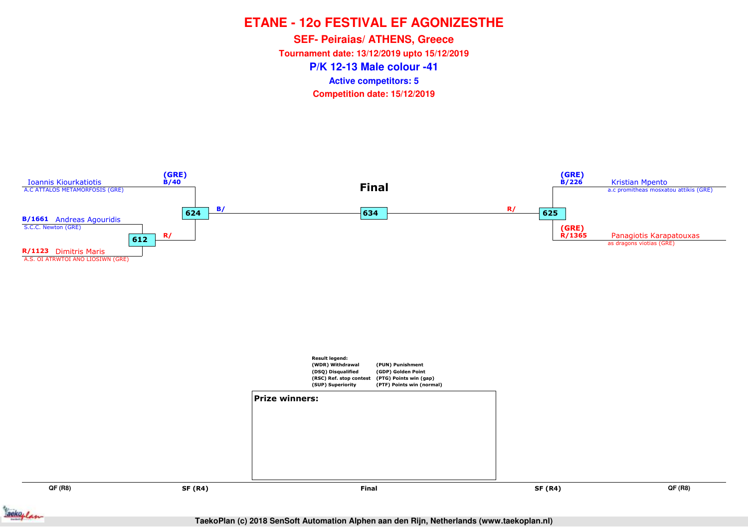# ETANE - 12o FESTIVAL EF AGONIZESTHE

## SEF- Peiraias/ ATHENS, Greece

**Tournament date: 13/12/2019 upto 15/12/2019**

## P/K 12-13 Male colour -41

**Active competitors: 5**

**Competition date: 15/12/2019**

### Final

**Left side:**

- (GRE) B/40 Ioannis Kiourkatiotis — A.C ATTALOS METAMORFOSIS (GRE)
- B/1661 Andreas Agouridis — S.C.C. Newton (GRE)
- R/1123 Dimitris Maris — A.S. OI ATRWTOI ANO LIOSIWN (GRE)

Match 612: Andreas Agouridis vs Dimitris Maris → R/

Match 624: Ioannis Kiourkatiotis vs winner 612 → B/

**Right side:**

- (GRE) B/226 Kristian Mpento — a.c promitheas mosxatou attikis (GRE)
- (GRE) R/1365 Panagiotis Karapatouxas — as dragons viotias (GRE)

Match 625: Kristian Mpento vs Panagiotis Karapatouxas → R/

Final match 634: winner 624 (B/) vs winner 625 (R/)

Result legend:

| | |
|---|---|
| (WDR) Withdrawal | (PUN) Punishment |
| (DSQ) Disqualified | (GDP) Golden Point |
| (RSC) Ref. stop contest | (PTG) Points win (gap) |
| (SUP) Superiority | (PTF) Points win (normal) |

**Prize winners:**

QF (R8) | SF (R4) | Final | SF (R4) | QF (R8)

TaekoPlan (c) 2018 SenSoft Automation Alphen aan den Rijn, Netherlands (www.taekoplan.nl)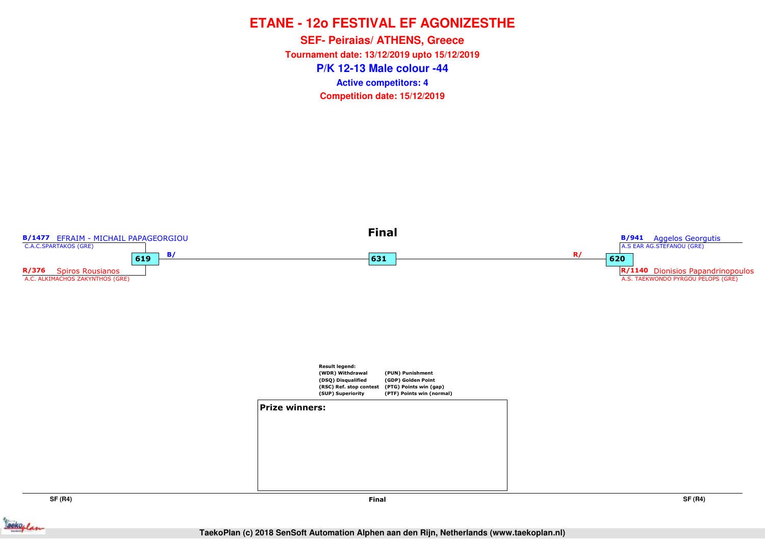# ETANE - 12o FESTIVAL EF AGONIZESTHE

## SEF- Peiraias/ ATHENS, Greece

**Tournament date: 13/12/2019 upto 15/12/2019**

## P/K 12-13 Male colour -44

**Active competitors: 4**

**Competition date: 15/12/2019**

### Final

**B/1477** EFRAIM - MICHAIL PAPAGEORGIOU
C.A.C.SPARTAKOS (GRE)

**619** B/

**R/376** Spiros Rousianos
A.C. ALKIMACHOS ZAKYNTHOS (GRE)

**631**

**B/941** Aggelos Georgutis
A.S EAR AG.STEFANOU (GRE)

**620** R/

**R/1140** Dionisios Papandrinopoulos
A.S. TAEKWONDO PYRGOU PELOPS (GRE)

**Result legend:**

| | |
|---|---|
| (WDR) Withdrawal | (PUN) Punishment |
| (DSQ) Disqualified | (GDP) Golden Point |
| (RSC) Ref. stop contest | (PTG) Points win (gap) |
| (SUP) Superiority | (PTF) Points win (normal) |

**Prize winners:**

SF (R4) | Final | SF (R4)

TaekoPlan (c) 2018 SenSoft Automation Alphen aan den Rijn, Netherlands (www.taekoplan.nl)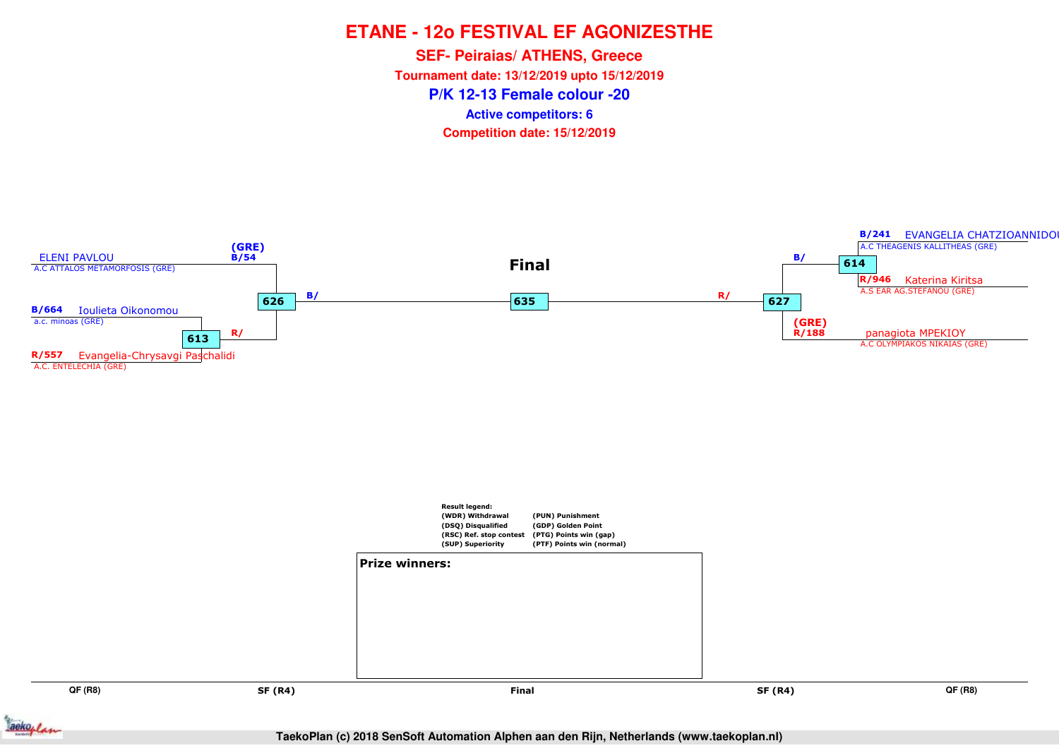# ETANE - 12o FESTIVAL EF AGONIZESTHE

## SEF- Peiraias/ ATHENS, Greece

**Tournament date: 13/12/2019 upto 15/12/2019**

## P/K 12-13 Female colour -20

**Active competitors: 6**

**Competition date: 15/12/2019**

**Final**

**Left side:**

- ELENI PAVLOU — A.C ATTALOS METAMORFOSIS (GRE) — (GRE) B/54
- B/664 Ioulieta Oikonomou — a.c. minoas (GRE)
- R/557 Evangelia-Chrysavgi Paschalidi — A.C. ENTELECHIA (GRE)
- Match 613: R/
- Match 626: B/

**Final match 635**

**Right side:**

- B/241 EVANGELIA CHATZIOANNIDOU — A.C THEAGENIS KALLITHEAS (GRE)
- R/946 Katerina Kiritsa — A.S EAR AG.STEFANOU (GRE)
- Match 614: B/
- (GRE) R/188 panagiota MPEKIOY — A.C OLYMPIAKOS NIKAIAS (GRE)
- Match 627: R/

**Result legend:**

| | |
|---|---|
| (WDR) Withdrawal | (PUN) Punishment |
| (DSQ) Disqualified | (GDP) Golden Point |
| (RSC) Ref. stop contest | (PTG) Points win (gap) |
| (SUP) Superiority | (PTF) Points win (normal) |

**Prize winners:**

QF (R8) | SF (R4) | Final | SF (R4) | QF (R8)

TaekoPlan (c) 2018 SenSoft Automation Alphen aan den Rijn, Netherlands (www.taekoplan.nl)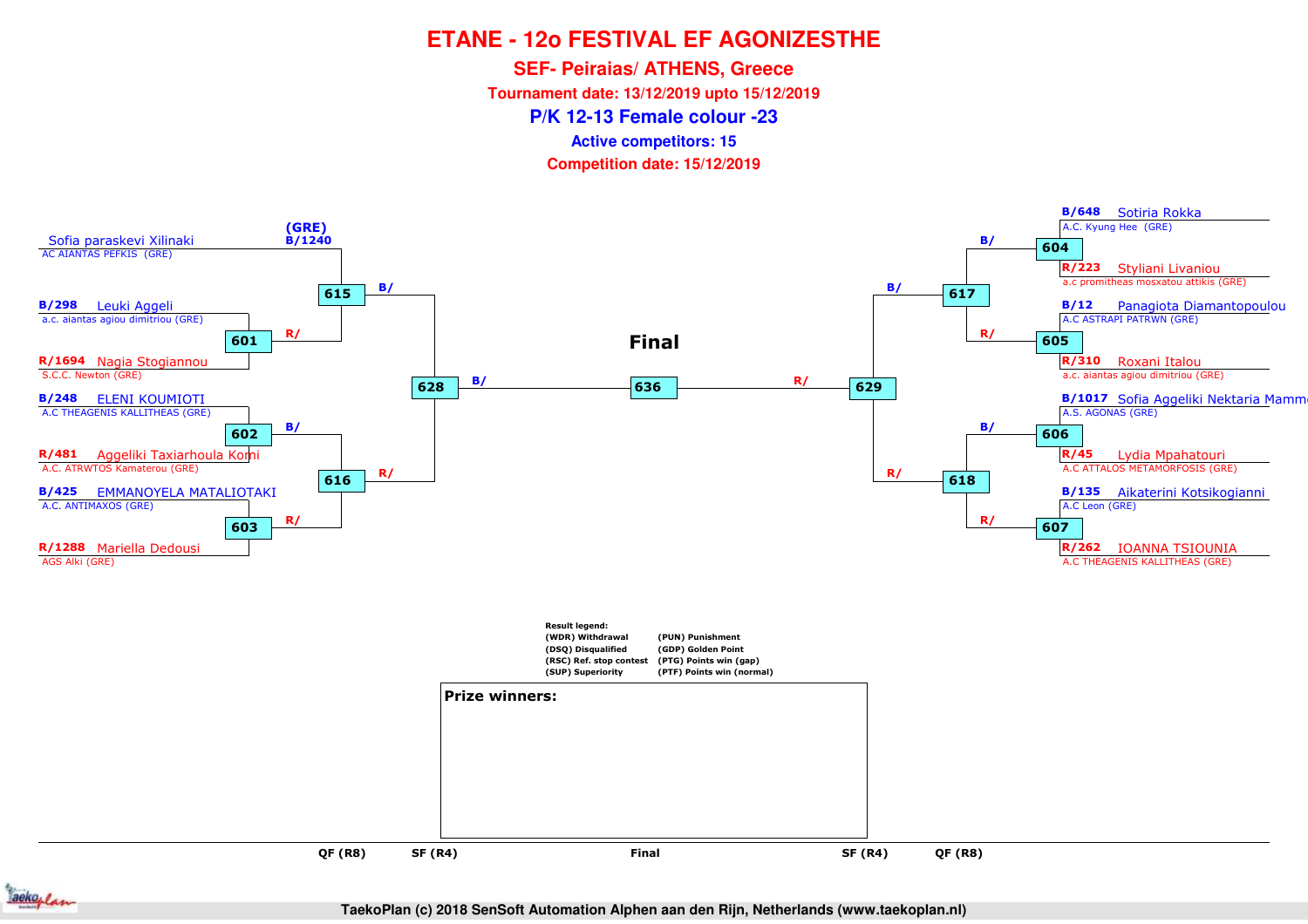# ETANE - 12o FESTIVAL EF AGONIZESTHE

## SEF- Peiraias/ ATHENS, Greece

**Tournament date: 13/12/2019 upto 15/12/2019**

## P/K 12-13 Female colour -23

**Active competitors: 15**

**Competition date: 15/12/2019**

### Left side

| Competitor | Club | QF (R8) | SF (R4) |
|---|---|---|---|
| (GRE) B/1240 Sofia paraskevi Xilinaki | AC AIANTAS PEFKIS (GRE) | 615 | 628 |
| B/298 Leuki Aggeli | a.c. aiantas agiou dimitriou (GRE) | 601 → R/ → 615 | |
| R/1694 Nagia Stogiannou | S.C.C. Newton (GRE) | 601 | |
| B/248 ELENI KOUMIOTI | A.C THEAGENIS KALLITHEAS (GRE) | 602 → B/ → 616 | |
| R/481 Aggeliki Taxiarhoula Komi | A.C. ATRWTOS Kamaterou (GRE) | 602 | |
| B/425 EMMANOYELA MATALIOTAKI | A.C. ANTIMAXOS (GRE) | 603 → R/ → 616 | |
| R/1288 Mariella Dedousi | AGS Alki (GRE) | 603 | |

615 → B/ → 628; 616 → R/ → 628

### Right side

| Competitor | Club | QF (R8) | SF (R4) |
|---|---|---|---|
| B/648 Sotiria Rokka | A.C. Kyung Hee (GRE) | 604 → B/ → 617 | |
| R/223 Styliani Livaniou | a.c promitheas mosxatou attikis (GRE) | 604 | |
| B/12 Panagiota Diamantopoulou | A.C ASTRAPI PATRWN (GRE) | 605 → R/ → 617 | |
| R/310 Roxani Italou | a.c. aiantas agiou dimitriou (GRE) | 605 | |
| B/1017 Sofia Aggeliki Nektaria Mamm | A.S. AGONAS (GRE) | 606 → B/ → 618 | |
| R/45 Lydia Mpahatouri | A.C ATTALOS METAMORFOSIS (GRE) | 606 | |
| B/135 Aikaterini Kotsikogianni | A.C Leon (GRE) | 607 → R/ → 618 | |
| R/262 IOANNA TSIOUNIA | A.C THEAGENIS KALLITHEAS (GRE) | 607 | |

617 → B/ → 629; 618 → R/ → 629

### Final

628 → B/ → 636 ← R/ ← 629

**Result legend:**
- (WDR) Withdrawal
- (DSQ) Disqualified
- (RSC) Ref. stop contest
- (SUP) Superiority
- (PUN) Punishment
- (GDP) Golden Point
- (PTG) Points win (gap)
- (PTF) Points win (normal)

**Prize winners:**

QF (R8) | SF (R4) | Final | SF (R4) | QF (R8)

TaekoPlan (c) 2018 SenSoft Automation Alphen aan den Rijn, Netherlands (www.taekoplan.nl)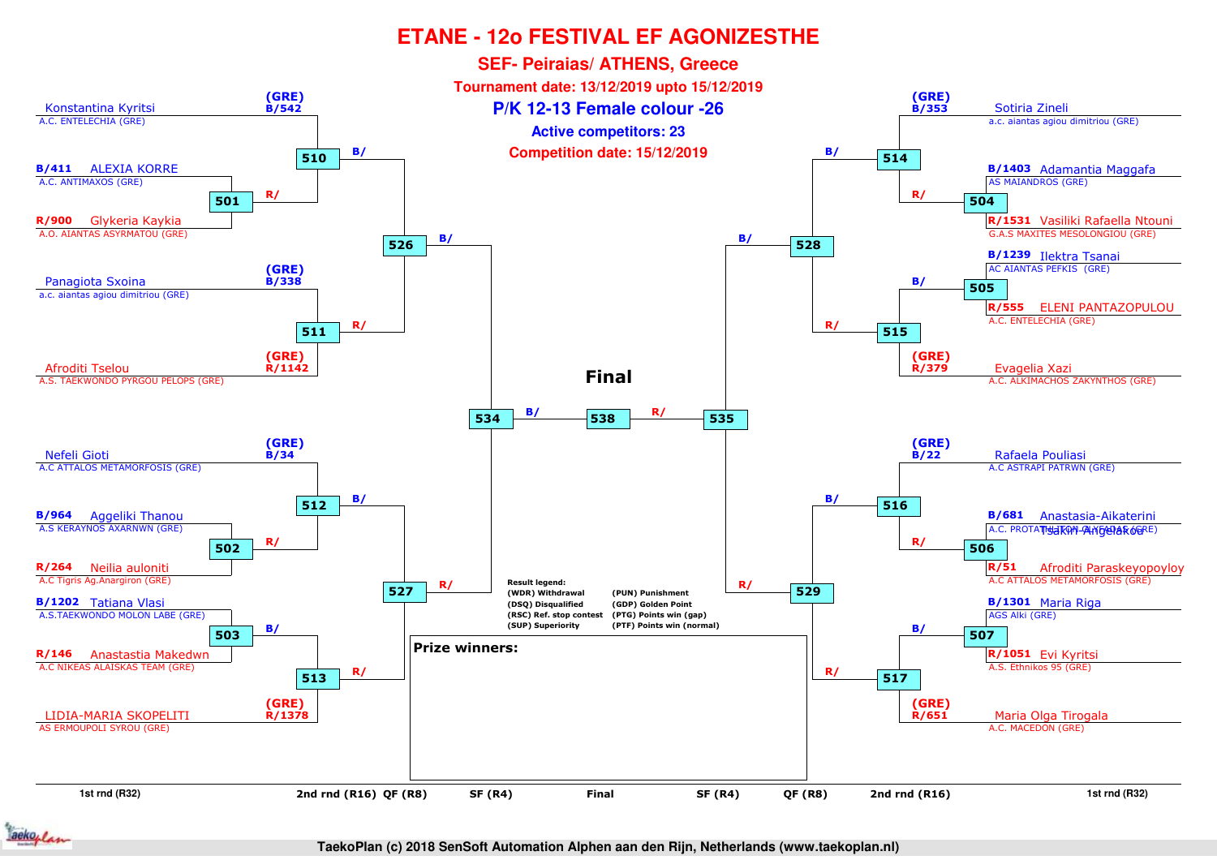# ETANE - 12o FESTIVAL EF AGONIZESTHE

## SEF- Peiraias/ ATHENS, Greece

**Tournament date: 13/12/2019 upto 15/12/2019**

**P/K 12-13 Female colour -26**

**Active competitors: 23**

**Competition date: 15/12/2019**

### Left half of bracket

| Seed | Competitor | Club | 1st rnd (R32) | 2nd rnd (R16) | QF (R8) | SF (R4) |
|---|---|---|---|---|---|---|
| (GRE) B/542 | Konstantina Kyritsi | A.C. ENTELECHIA (GRE) | | 510 B/ | 526 B/ | 534 B/ |
| B/411 | ALEXIA KORRE | A.C. ANTIMAXOS (GRE) | 501 R/ | | | |
| R/900 | Glykeria Kaykia | A.O. AIANTAS ASYRMATOU (GRE) | | | | |
| (GRE) B/338 | Panagiota Sxoina | a.c. aiantas agiou dimitriou (GRE) | | 511 R/ | | |
| (GRE) R/1142 | Afroditi Tselou | A.S. TAEKWONDO PYRGOU PELOPS (GRE) | | | | |
| (GRE) B/34 | Nefeli Gioti | A.C ATTALOS METAMORFOSIS (GRE) | | 512 B/ | 527 R/ | |
| B/964 | Aggeliki Thanou | A.S KERAYNOS AXARNWN (GRE) | 502 R/ | | | |
| R/264 | Neilia auloniti | A.C Tigris Ag.Anargiron (GRE) | | | | |
| B/1202 | Tatiana Vlasi | A.S.TAEKWONDO MOLON LABE (GRE) | 503 B/ | 513 R/ | | |
| R/146 | Anastastia Makedwn | A.C NIKEAS ALAISKAS TEAM (GRE) | | | | |
| (GRE) R/1378 | LIDIA-MARIA SKOPELITI | AS ERMOUPOLI SYROU (GRE) | | | | |

### Right half of bracket

| Seed | Competitor | Club | 1st rnd (R32) | 2nd rnd (R16) | QF (R8) | SF (R4) |
|---|---|---|---|---|---|---|
| (GRE) B/353 | Sotiria Zineli | a.c. aiantas agiou dimitriou (GRE) | | 514 B/ | 528 B/ | 535 R/ |
| B/1403 | Adamantia Maggafa | AS MAIANDROS (GRE) | 504 R/ | | | |
| R/1531 | Vasiliki Rafaella Ntouni | G.A.S MAXITES MESOLONGIOU (GRE) | | | | |
| B/1239 | Ilektra Tsanai | AC AIANTAS PEFKIS (GRE) | 505 B/ | 515 R/ | | |
| R/555 | ELENI PANTAZOPULOU | A.C. ENTELECHIA (GRE) | | | | |
| (GRE) R/379 | Evagelia Xazi | A.C. ALKIMACHOS ZAKYNTHOS (GRE) | | | | |
| (GRE) B/22 | Rafaela Pouliasi | A.C ASTRAPI PATRWN (GRE) | | 516 B/ | 529 R/ | |
| B/681 | Anastasia-Aikaterini Tsakiri-Angelakou | A.C. PROTATHLITON GLYFADAS (GRE) | 506 R/ | | | |
| R/51 | Afroditi Paraskeyopoyloy | A.C ATTALOS METAMORFOSIS (GRE) | | | | |
| B/1301 | Maria Riga | AGS Alki (GRE) | 507 B/ | 517 R/ | | |
| R/1051 | Evi Kyritsi | A.S. Ethnikos 95 (GRE) | | | | |
| (GRE) R/651 | Maria Olga Tirogala | A.C. MACEDON (GRE) | | | | |

### Final

534 B/ — 538 — R/ 535

**Result legend:**

| | |
|---|---|
| (WDR) Withdrawal | (PUN) Punishment |
| (DSQ) Disqualified | (GDP) Golden Point |
| (RSC) Ref. stop contest | (PTG) Points win (gap) |
| (SUP) Superiority | (PTF) Points win (normal) |

**Prize winners:**

1st rnd (R32) | 2nd rnd (R16) | QF (R8) | SF (R4) | Final | SF (R4) | QF (R8) | 2nd rnd (R16) | 1st rnd (R32)

TaekoPlan (c) 2018 SenSoft Automation Alphen aan den Rijn, Netherlands (www.taekoplan.nl)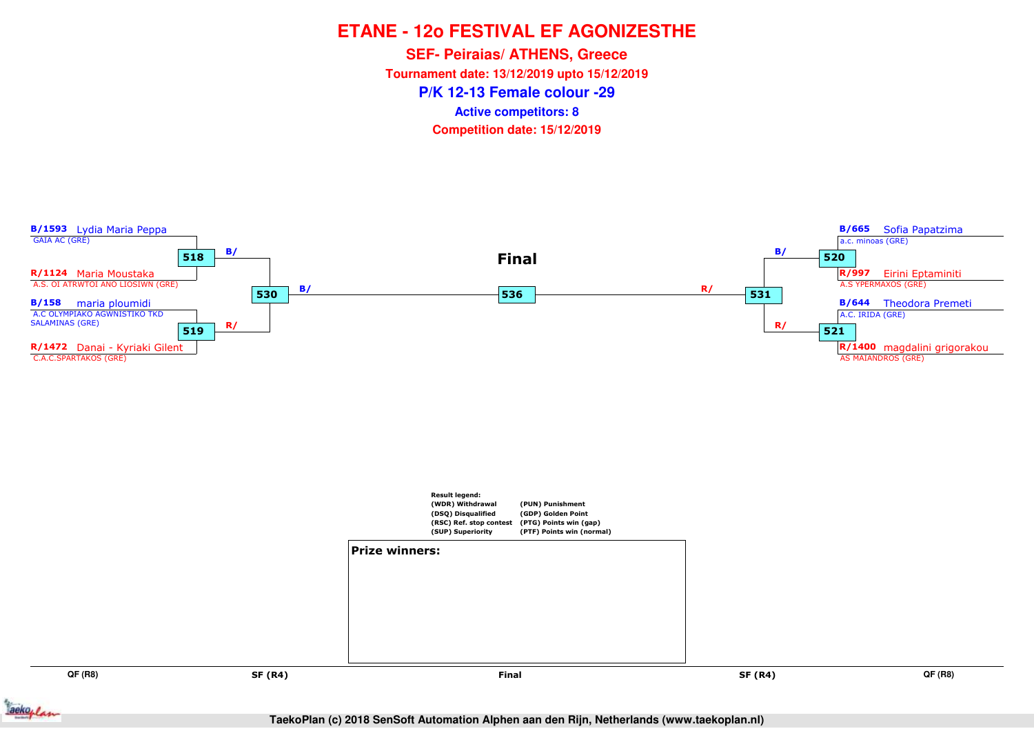# ETANE - 12o FESTIVAL EF AGONIZESTHE

## SEF- Peiraias/ ATHENS, Greece

**Tournament date: 13/12/2019 upto 15/12/2019**

## P/K 12-13 Female colour -29

**Active competitors: 8**

**Competition date: 15/12/2019**

**B/1593** Lydia Maria Peppa
GAIA AC (GRE)

518 — B/

**R/1124** Maria Moustaka
A.S. OI ATRWTOI ANO LIOSIWN (GRE)

530 — B/

**B/158** maria ploumidi
A.C OLYMPIAKO AGWNISTIKO TKD SALAMINAS (GRE)

519 — R/

**R/1472** Danai - Kyriaki Gilent
C.A.C.SPARTAKOS (GRE)

**Final**

536

**B/665** Sofia Papatzima
a.c. minoas (GRE)

520 — B/

**R/997** Eirini Eptaminiti
A.S YPERMAXOS (GRE)

531 — R/

**B/644** Theodora Premeti
A.C. IRIDA (GRE)

521 — R/

**R/1400** magdalini grigorakou
AS MAIANDROS (GRE)

**Result legend:**

| | |
|---|---|
| (WDR) Withdrawal | (PUN) Punishment |
| (DSQ) Disqualified | (GDP) Golden Point |
| (RSC) Ref. stop contest | (PTG) Points win (gap) |
| (SUP) Superiority | (PTF) Points win (normal) |

**Prize winners:**

QF (R8) | SF (R4) | Final | SF (R4) | QF (R8)

TaekoPlan (c) 2018 SenSoft Automation Alphen aan den Rijn, Netherlands (www.taekoplan.nl)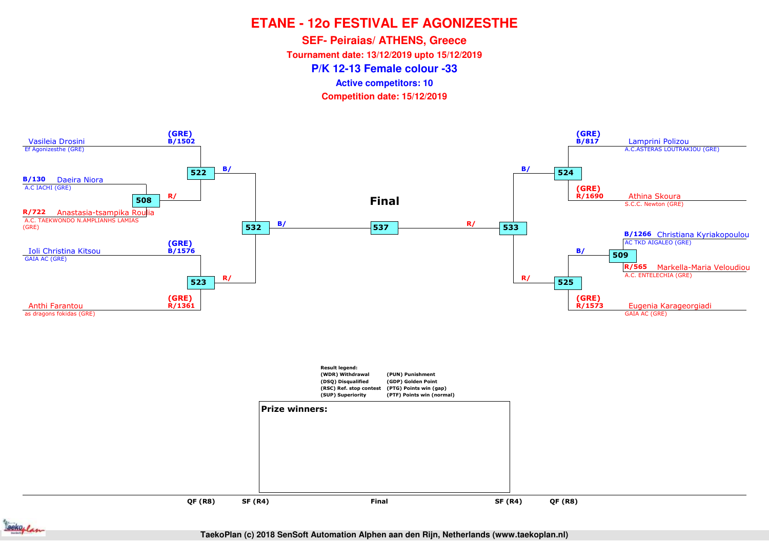# ETANE - 12o FESTIVAL EF AGONIZESTHE

## SEF- Peiraias/ ATHENS, Greece

**Tournament date: 13/12/2019 upto 15/12/2019**

## P/K 12-13 Female colour -33

**Active competitors: 10**

**Competition date: 15/12/2019**

### Left side

- (GRE) B/1502 Vasileia Drosini — Ef Agonizesthe (GRE)
- B/130 Daeira Niora — A.C IACHI (GRE)
- R/722 Anastasia-tsampika Roulia — A.C. TAEKWONDO N.AMPLIANHS LAMIAS (GRE)
- (GRE) B/1576 Ioli Christina Kitsou — GAIA AC (GRE)
- (GRE) R/1361 Anthi Farantou — as dragons fokidas (GRE)

Matches:
- 508: Daeira Niora (B/) vs Anastasia-tsampika Roulia (R/) → R/ to 522
- 522: Vasileia Drosini vs winner 508 (R/) → B/ to 532
- 523: Ioli Christina Kitsou vs Anthi Farantou → R/ to 532
- 532: winner 522 (B/) vs winner 523 (R/) → B/ to 537

### Final

- 537: winner 532 (B/) vs winner 533 (R/)

### Right side

- (GRE) B/817 Lamprini Polizou — A.C.ASTERAS LOUTRAKIOU (GRE)
- (GRE) R/1690 Athina Skoura — S.C.C. Newton (GRE)
- B/1266 Christiana Kyriakopoulou — AC TKD AIGALEO (GRE)
- R/565 Markella-Maria Veloudiou — A.C. ENTELECHIA (GRE)
- (GRE) R/1573 Eugenia Karageorgiadi — GAIA AC (GRE)

Matches:
- 524: Lamprini Polizou vs Athina Skoura → B/ to 533
- 509: Christiana Kyriakopoulou vs Markella-Maria Veloudiou → B/ to 525
- 525: winner 509 (B/) vs Eugenia Karageorgiadi → R/ to 533
- 533: winner 524 (B/) vs winner 525 (R/) → R/ to 537

QF (R8) | SF (R4) | Final | SF (R4) | QF (R8)

**Result legend:**

| | |
|---|---|
| (WDR) Withdrawal | (PUN) Punishment |
| (DSQ) Disqualified | (GDP) Golden Point |
| (RSC) Ref. stop contest | (PTG) Points win (gap) |
| (SUP) Superiority | (PTF) Points win (normal) |

**Prize winners:**

TaekoPlan (c) 2018 SenSoft Automation Alphen aan den Rijn, Netherlands (www.taekoplan.nl)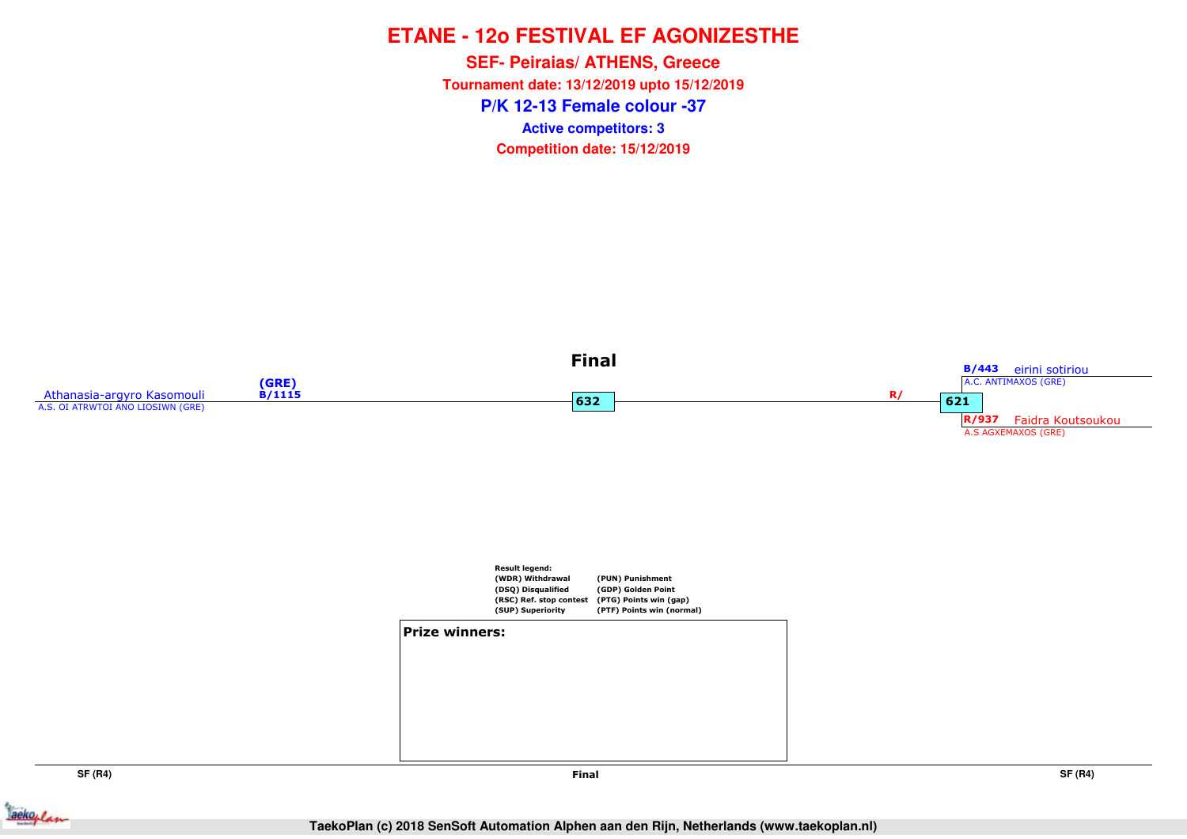# ETANE - 12o FESTIVAL EF AGONIZESTHE

## SEF- Peiraias/ ATHENS, Greece

**Tournament date: 13/12/2019 upto 15/12/2019**

## P/K 12-13 Female colour -37

**Active competitors: 3**

**Competition date: 15/12/2019**

### Final

Athanasia-argyro Kasomouli (GRE) B/1115
A.S. OI ATRWTOI ANO LIOSIWN (GRE)

632

R/

621

B/443 eirini sotiriou
A.C. ANTIMAXOS (GRE)

R/937 Faidra Koutsoukou
A.S AGXEMAXOS (GRE)

**Result legend:**

| | |
|---|---|
| (WDR) Withdrawal | (PUN) Punishment |
| (DSQ) Disqualified | (GDP) Golden Point |
| (RSC) Ref. stop contest | (PTG) Points win (gap) |
| (SUP) Superiority | (PTF) Points win (normal) |

**Prize winners:**

SF (R4) | Final | SF (R4)

TaekoPlan (c) 2018 SenSoft Automation Alphen aan den Rijn, Netherlands (www.taekoplan.nl)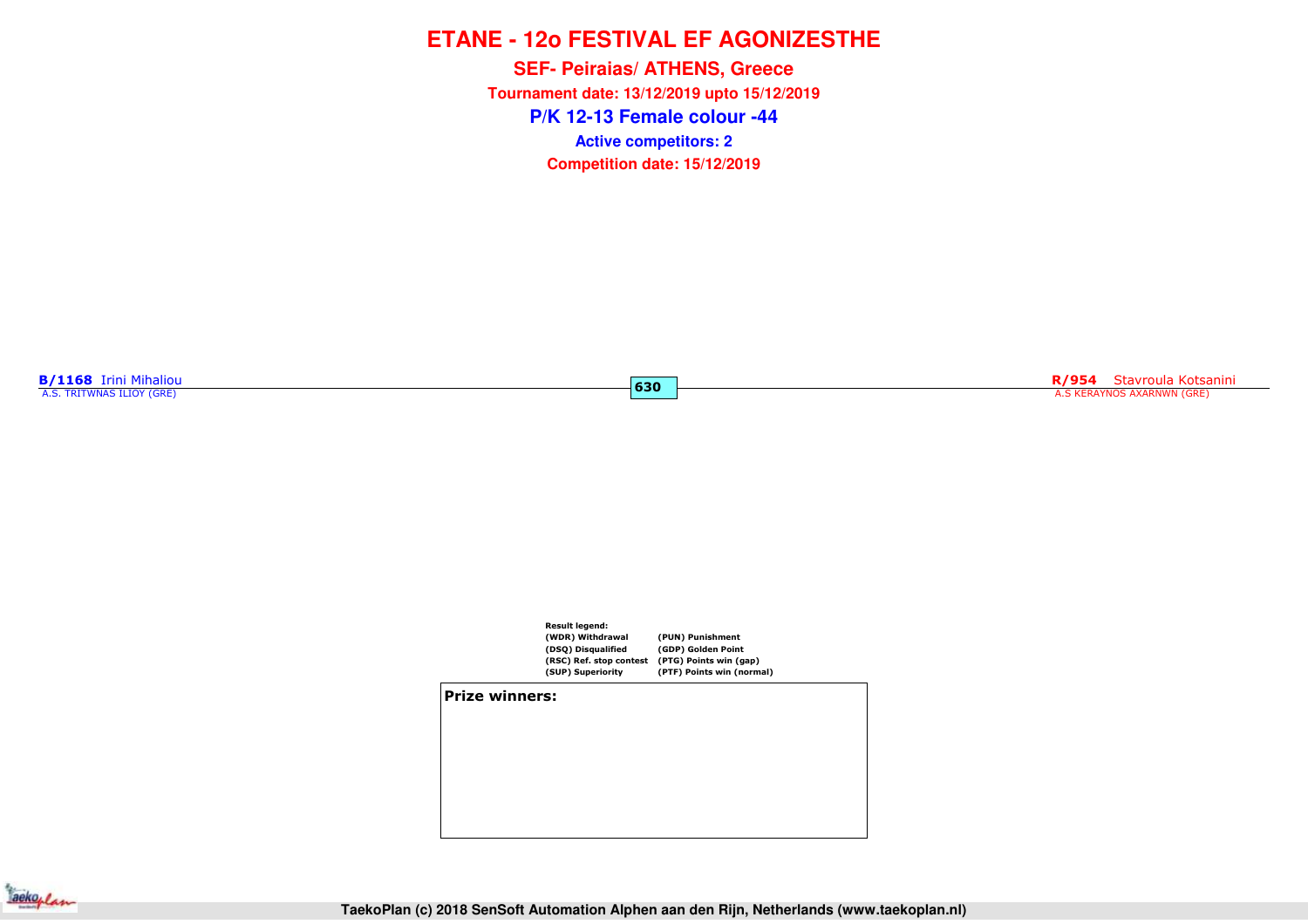# ETANE - 12o FESTIVAL EF AGONIZESTHE

## SEF- Peiraias/ ATHENS, Greece

**Tournament date: 13/12/2019 upto 15/12/2019**

## P/K 12-13 Female colour -44

**Active competitors: 2**

**Competition date: 15/12/2019**

**B/1168** Irini Mihaliou
A.S. TRITWNAS ILIOY (GRE)

630

**R/954** Stavroula Kotsanini
A.S KERAYNOS AXARNWN (GRE)

**Result legend:**

| | |
|---|---|
| (WDR) Withdrawal | (PUN) Punishment |
| (DSQ) Disqualified | (GDP) Golden Point |
| (RSC) Ref. stop contest | (PTG) Points win (gap) |
| (SUP) Superiority | (PTF) Points win (normal) |

**Prize winners:**

TaekoPlan (c) 2018 SenSoft Automation Alphen aan den Rijn, Netherlands (www.taekoplan.nl)